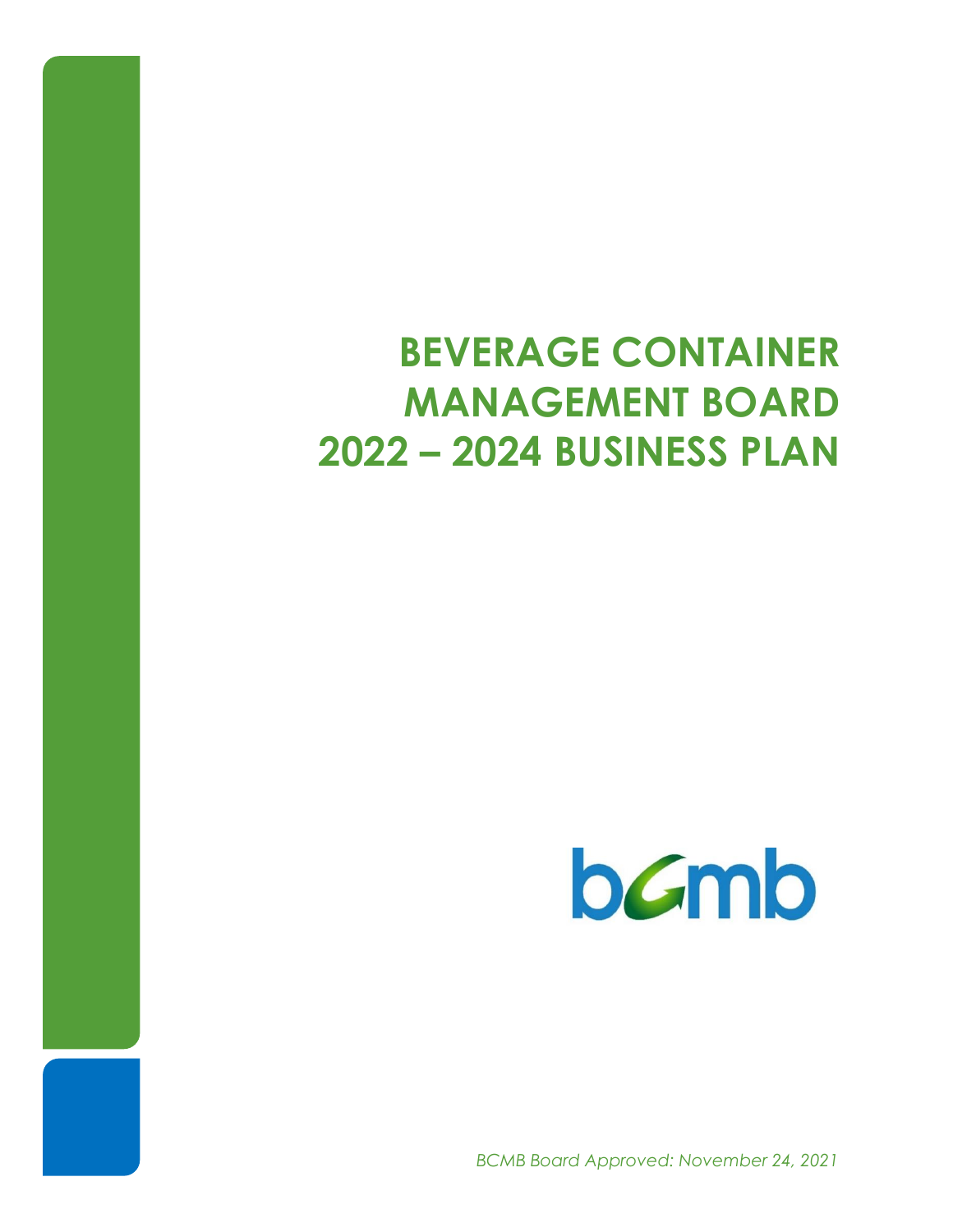# BEVERAGE CONTAINER MANAGEMENT BOARD 2022 – 2024 BUSINESS PLAN

bcmb

*BCMB Board Approved: November 24, 2021*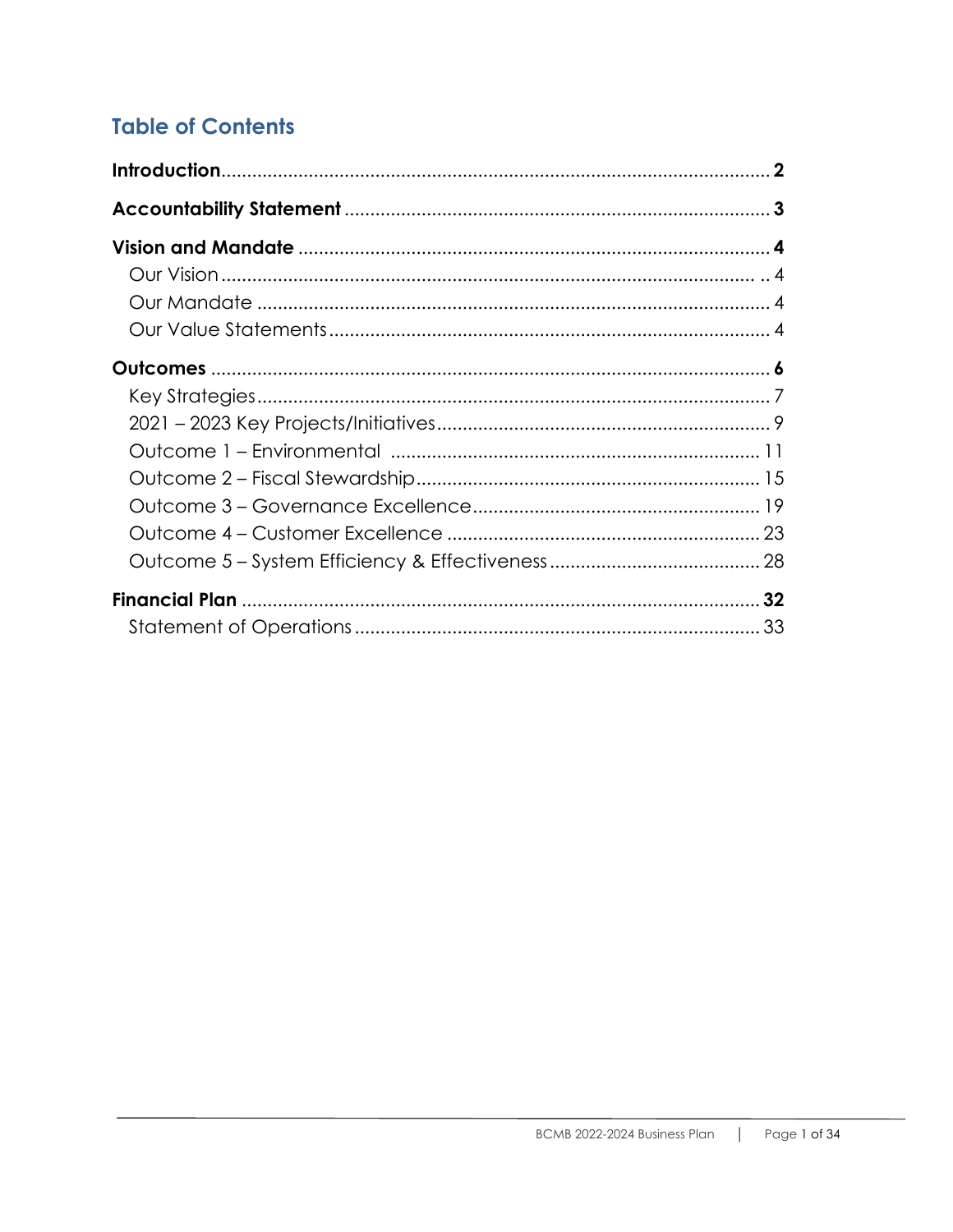# Table of Contents

**Introduction** .......... **2**

**Accountability Statement** .......... **3**

**Vision and Mandate** .......... **4**

- Our Vision .......... 4
- Our Mandate .......... 4
- Our Value Statements .......... 4

**Outcomes** .......... **6**

- Key Strategies .......... 7
- 2021 – 2023 Key Projects/Initiatives .......... 9
- Outcome 1 – Environmental .......... 11
- Outcome 2 – Fiscal Stewardship .......... 15
- Outcome 3 – Governance Excellence .......... 19
- Outcome 4 – Customer Excellence .......... 23
- Outcome 5 – System Efficiency & Effectiveness .......... 28

**Financial Plan** .......... **32**

- Statement of Operations .......... 33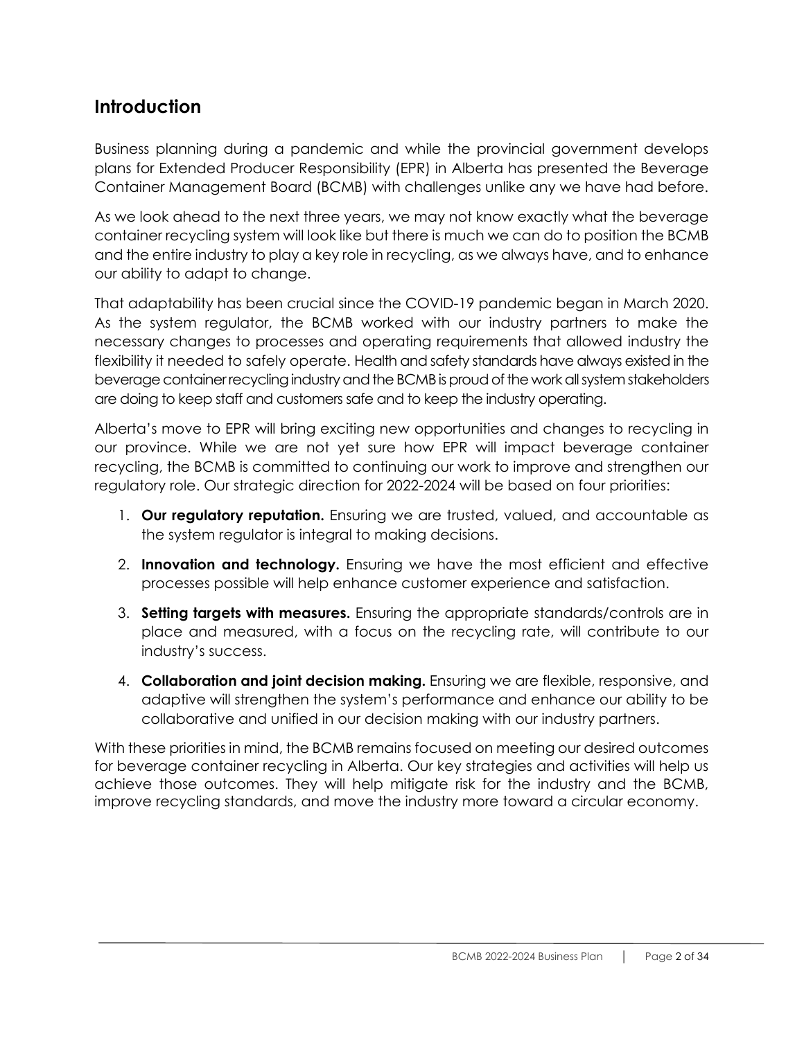## Introduction

Business planning during a pandemic and while the provincial government develops plans for Extended Producer Responsibility (EPR) in Alberta has presented the Beverage Container Management Board (BCMB) with challenges unlike any we have had before.

As we look ahead to the next three years, we may not know exactly what the beverage container recycling system will look like but there is much we can do to position the BCMB and the entire industry to play a key role in recycling, as we always have, and to enhance our ability to adapt to change.

That adaptability has been crucial since the COVID-19 pandemic began in March 2020. As the system regulator, the BCMB worked with our industry partners to make the necessary changes to processes and operating requirements that allowed industry the flexibility it needed to safely operate. Health and safety standards have always existed in the beverage container recycling industry and the BCMB is proud of the work all system stakeholders are doing to keep staff and customers safe and to keep the industry operating.

Alberta's move to EPR will bring exciting new opportunities and changes to recycling in our province. While we are not yet sure how EPR will impact beverage container recycling, the BCMB is committed to continuing our work to improve and strengthen our regulatory role. Our strategic direction for 2022-2024 will be based on four priorities:

1. **Our regulatory reputation.** Ensuring we are trusted, valued, and accountable as the system regulator is integral to making decisions.
2. **Innovation and technology.** Ensuring we have the most efficient and effective processes possible will help enhance customer experience and satisfaction.
3. **Setting targets with measures.** Ensuring the appropriate standards/controls are in place and measured, with a focus on the recycling rate, will contribute to our industry's success.
4. **Collaboration and joint decision making.** Ensuring we are flexible, responsive, and adaptive will strengthen the system's performance and enhance our ability to be collaborative and unified in our decision making with our industry partners.

With these priorities in mind, the BCMB remains focused on meeting our desired outcomes for beverage container recycling in Alberta. Our key strategies and activities will help us achieve those outcomes. They will help mitigate risk for the industry and the BCMB, improve recycling standards, and move the industry more toward a circular economy.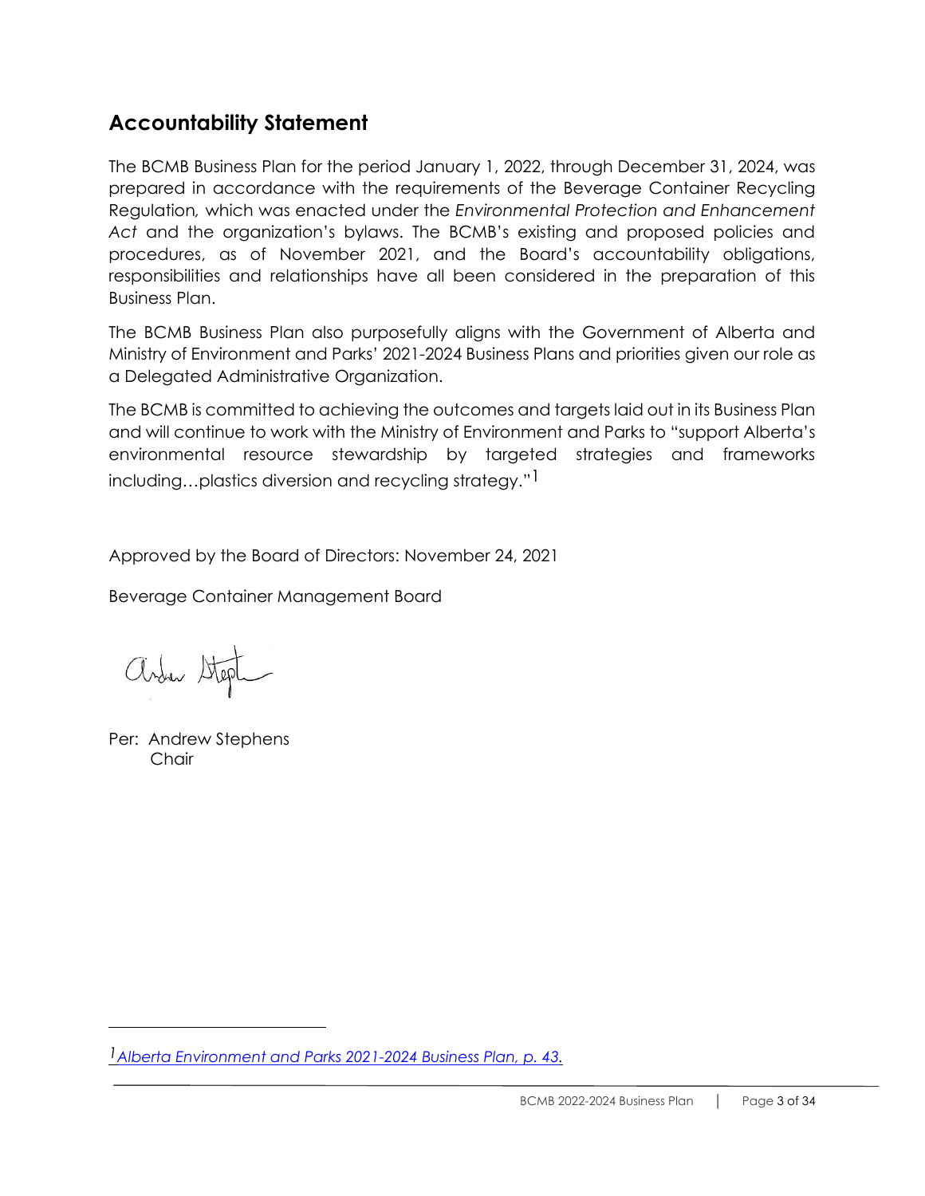## Accountability Statement

The BCMB Business Plan for the period January 1, 2022, through December 31, 2024, was prepared in accordance with the requirements of the Beverage Container Recycling Regulation*,* which was enacted under the *Environmental Protection and Enhancement Act* and the organization's bylaws. The BCMB's existing and proposed policies and procedures, as of November 2021, and the Board's accountability obligations, responsibilities and relationships have all been considered in the preparation of this Business Plan.

The BCMB Business Plan also purposefully aligns with the Government of Alberta and Ministry of Environment and Parks' 2021-2024 Business Plans and priorities given our role as a Delegated Administrative Organization.

The BCMB is committed to achieving the outcomes and targets laid out in its Business Plan and will continue to work with the Ministry of Environment and Parks to "support Alberta's environmental resource stewardship by targeted strategies and frameworks including…plastics diversion and recycling strategy."[1]

Approved by the Board of Directors: November 24, 2021

Beverage Container Management Board

Per: Andrew Stephens
Chair

---

[1] *Alberta Environment and Parks 2021-2024 Business Plan, p. 43.*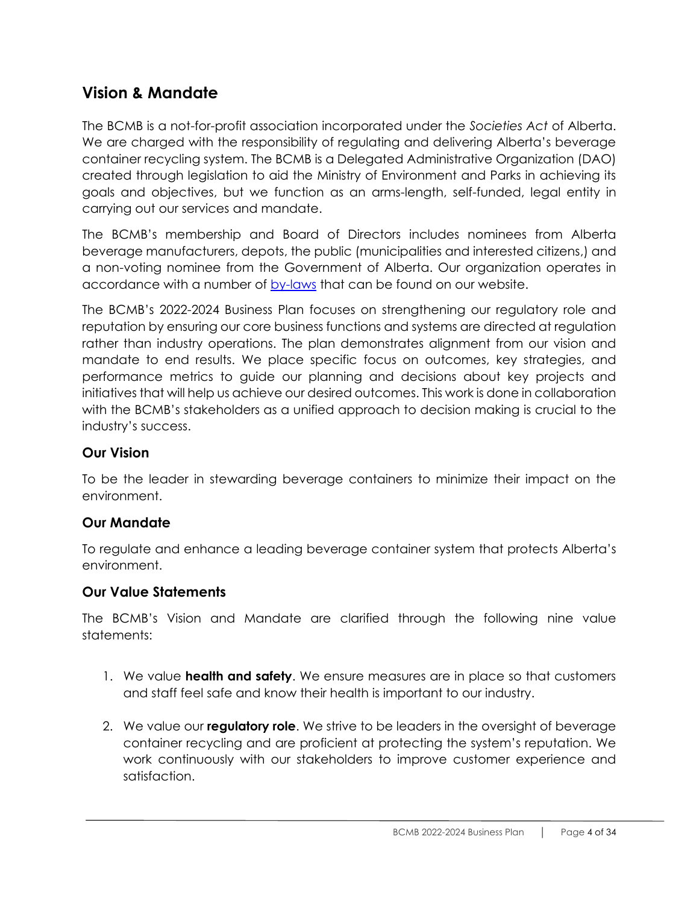## Vision & Mandate

The BCMB is a not-for-profit association incorporated under the *Societies Act* of Alberta. We are charged with the responsibility of regulating and delivering Alberta's beverage container recycling system. The BCMB is a Delegated Administrative Organization (DAO) created through legislation to aid the Ministry of Environment and Parks in achieving its goals and objectives, but we function as an arms-length, self-funded, legal entity in carrying out our services and mandate.

The BCMB's membership and Board of Directors includes nominees from Alberta beverage manufacturers, depots, the public (municipalities and interested citizens,) and a non-voting nominee from the Government of Alberta. Our organization operates in accordance with a number of by-laws that can be found on our website.

The BCMB's 2022-2024 Business Plan focuses on strengthening our regulatory role and reputation by ensuring our core business functions and systems are directed at regulation rather than industry operations. The plan demonstrates alignment from our vision and mandate to end results. We place specific focus on outcomes, key strategies, and performance metrics to guide our planning and decisions about key projects and initiatives that will help us achieve our desired outcomes. This work is done in collaboration with the BCMB's stakeholders as a unified approach to decision making is crucial to the industry's success.

### Our Vision

To be the leader in stewarding beverage containers to minimize their impact on the environment.

### Our Mandate

To regulate and enhance a leading beverage container system that protects Alberta's environment.

### Our Value Statements

The BCMB's Vision and Mandate are clarified through the following nine value statements:

1. We value **health and safety**. We ensure measures are in place so that customers and staff feel safe and know their health is important to our industry.
2. We value our **regulatory role**. We strive to be leaders in the oversight of beverage container recycling and are proficient at protecting the system's reputation. We work continuously with our stakeholders to improve customer experience and satisfaction.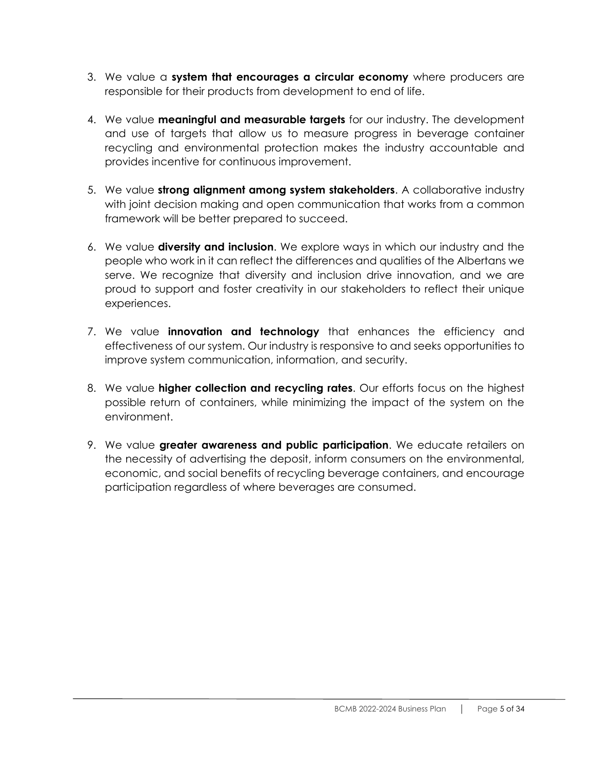3. We value a **system that encourages a circular economy** where producers are responsible for their products from development to end of life.

4. We value **meaningful and measurable targets** for our industry. The development and use of targets that allow us to measure progress in beverage container recycling and environmental protection makes the industry accountable and provides incentive for continuous improvement.

5. We value **strong alignment among system stakeholders**. A collaborative industry with joint decision making and open communication that works from a common framework will be better prepared to succeed.

6. We value **diversity and inclusion**. We explore ways in which our industry and the people who work in it can reflect the differences and qualities of the Albertans we serve. We recognize that diversity and inclusion drive innovation, and we are proud to support and foster creativity in our stakeholders to reflect their unique experiences.

7. We value **innovation and technology** that enhances the efficiency and effectiveness of our system. Our industry is responsive to and seeks opportunities to improve system communication, information, and security.

8. We value **higher collection and recycling rates**. Our efforts focus on the highest possible return of containers, while minimizing the impact of the system on the environment.

9. We value **greater awareness and public participation**. We educate retailers on the necessity of advertising the deposit, inform consumers on the environmental, economic, and social benefits of recycling beverage containers, and encourage participation regardless of where beverages are consumed.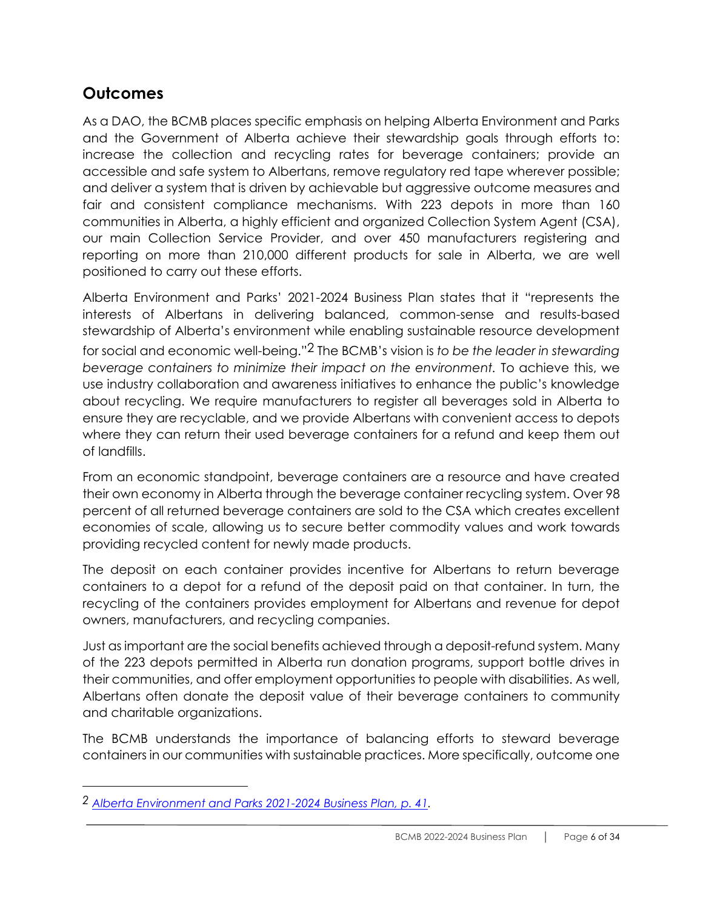## Outcomes

As a DAO, the BCMB places specific emphasis on helping Alberta Environment and Parks and the Government of Alberta achieve their stewardship goals through efforts to: increase the collection and recycling rates for beverage containers; provide an accessible and safe system to Albertans, remove regulatory red tape wherever possible; and deliver a system that is driven by achievable but aggressive outcome measures and fair and consistent compliance mechanisms. With 223 depots in more than 160 communities in Alberta, a highly efficient and organized Collection System Agent (CSA), our main Collection Service Provider, and over 450 manufacturers registering and reporting on more than 210,000 different products for sale in Alberta, we are well positioned to carry out these efforts.

Alberta Environment and Parks' 2021-2024 Business Plan states that it "represents the interests of Albertans in delivering balanced, common-sense and results-based stewardship of Alberta's environment while enabling sustainable resource development for social and economic well-being."[2] The BCMB's vision is *to be the leader in stewarding beverage containers to minimize their impact on the environment.* To achieve this, we use industry collaboration and awareness initiatives to enhance the public's knowledge about recycling. We require manufacturers to register all beverages sold in Alberta to ensure they are recyclable, and we provide Albertans with convenient access to depots where they can return their used beverage containers for a refund and keep them out of landfills.

From an economic standpoint, beverage containers are a resource and have created their own economy in Alberta through the beverage container recycling system. Over 98 percent of all returned beverage containers are sold to the CSA which creates excellent economies of scale, allowing us to secure better commodity values and work towards providing recycled content for newly made products.

The deposit on each container provides incentive for Albertans to return beverage containers to a depot for a refund of the deposit paid on that container. In turn, the recycling of the containers provides employment for Albertans and revenue for depot owners, manufacturers, and recycling companies.

Just as important are the social benefits achieved through a deposit-refund system. Many of the 223 depots permitted in Alberta run donation programs, support bottle drives in their communities, and offer employment opportunities to people with disabilities. As well, Albertans often donate the deposit value of their beverage containers to community and charitable organizations.

The BCMB understands the importance of balancing efforts to steward beverage containers in our communities with sustainable practices. More specifically, outcome one

---

[2] *Alberta Environment and Parks 2021-2024 Business Plan, p. 41.*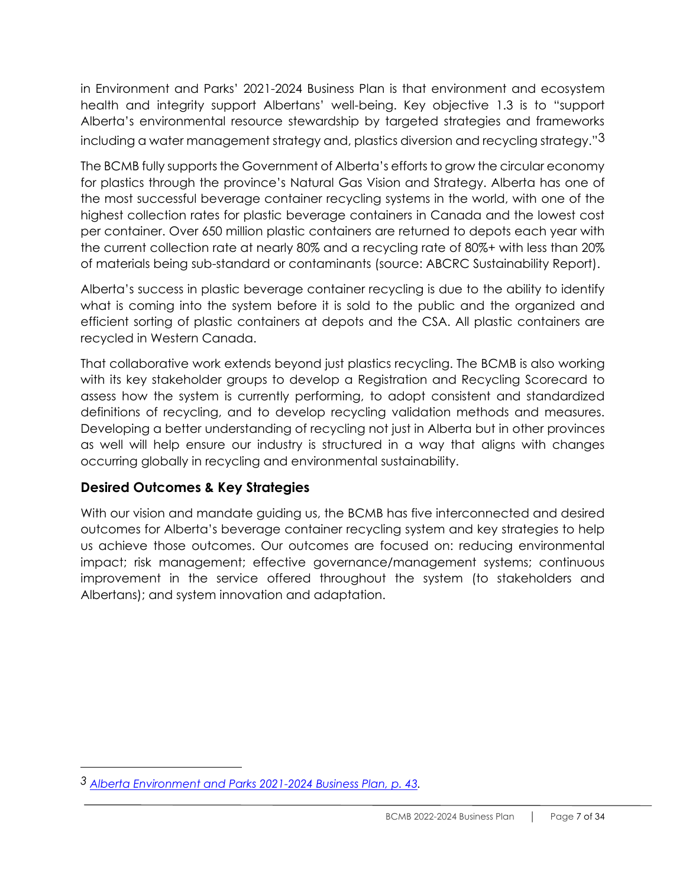in Environment and Parks' 2021-2024 Business Plan is that environment and ecosystem health and integrity support Albertans' well-being. Key objective 1.3 is to "support Alberta's environmental resource stewardship by targeted strategies and frameworks including a water management strategy and, plastics diversion and recycling strategy."[3]

The BCMB fully supports the Government of Alberta's efforts to grow the circular economy for plastics through the province's Natural Gas Vision and Strategy. Alberta has one of the most successful beverage container recycling systems in the world, with one of the highest collection rates for plastic beverage containers in Canada and the lowest cost per container. Over 650 million plastic containers are returned to depots each year with the current collection rate at nearly 80% and a recycling rate of 80%+ with less than 20% of materials being sub-standard or contaminants (source: ABCRC Sustainability Report).

Alberta's success in plastic beverage container recycling is due to the ability to identify what is coming into the system before it is sold to the public and the organized and efficient sorting of plastic containers at depots and the CSA. All plastic containers are recycled in Western Canada.

That collaborative work extends beyond just plastics recycling. The BCMB is also working with its key stakeholder groups to develop a Registration and Recycling Scorecard to assess how the system is currently performing, to adopt consistent and standardized definitions of recycling, and to develop recycling validation methods and measures. Developing a better understanding of recycling not just in Alberta but in other provinces as well will help ensure our industry is structured in a way that aligns with changes occurring globally in recycling and environmental sustainability.

## Desired Outcomes & Key Strategies

With our vision and mandate guiding us, the BCMB has five interconnected and desired outcomes for Alberta's beverage container recycling system and key strategies to help us achieve those outcomes. Our outcomes are focused on: reducing environmental impact; risk management; effective governance/management systems; continuous improvement in the service offered throughout the system (to stakeholders and Albertans); and system innovation and adaptation.

---

[3] *Alberta Environment and Parks 2021-2024 Business Plan, p. 43.*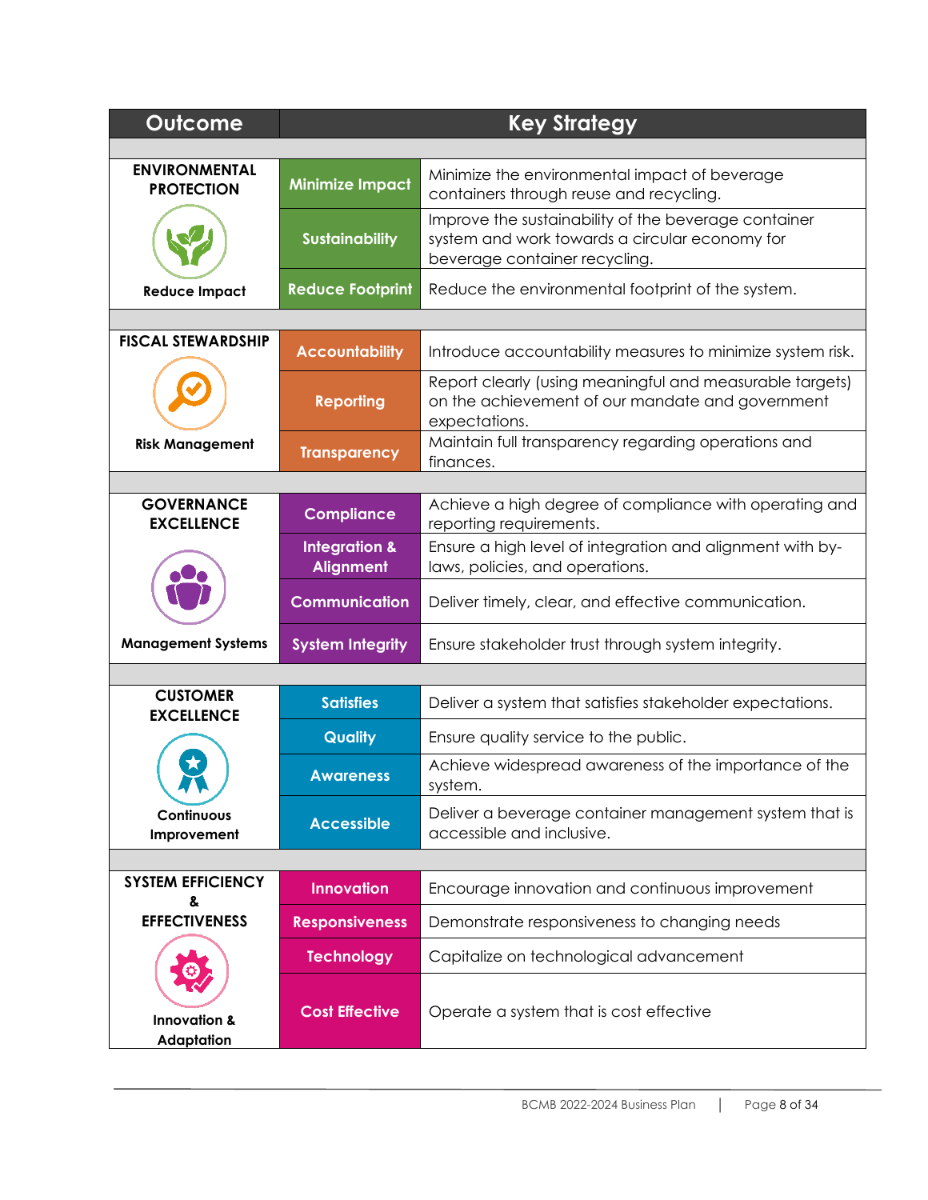| Outcome | Key Strategy | |
|---|---|---|
| **ENVIRONMENTAL PROTECTION** | **Minimize Impact** | Minimize the environmental impact of beverage containers through reuse and recycling. |
| | **Sustainability** | Improve the sustainability of the beverage container system and work towards a circular economy for beverage container recycling. |
| Reduce Impact | **Reduce Footprint** | Reduce the environmental footprint of the system. |
| **FISCAL STEWARDSHIP** | **Accountability** | Introduce accountability measures to minimize system risk. |
| | **Reporting** | Report clearly (using meaningful and measurable targets) on the achievement of our mandate and government expectations. |
| Risk Management | **Transparency** | Maintain full transparency regarding operations and finances. |
| **GOVERNANCE EXCELLENCE** | **Compliance** | Achieve a high degree of compliance with operating and reporting requirements. |
| | **Integration & Alignment** | Ensure a high level of integration and alignment with by-laws, policies, and operations. |
| | **Communication** | Deliver timely, clear, and effective communication. |
| Management Systems | **System Integrity** | Ensure stakeholder trust through system integrity. |
| **CUSTOMER EXCELLENCE** | **Satisfies** | Deliver a system that satisfies stakeholder expectations. |
| | **Quality** | Ensure quality service to the public. |
| | **Awareness** | Achieve widespread awareness of the importance of the system. |
| Continuous Improvement | **Accessible** | Deliver a beverage container management system that is accessible and inclusive. |
| **SYSTEM EFFICIENCY & EFFECTIVENESS** | **Innovation** | Encourage innovation and continuous improvement |
| | **Responsiveness** | Demonstrate responsiveness to changing needs |
| | **Technology** | Capitalize on technological advancement |
| Innovation & Adaptation | **Cost Effective** | Operate a system that is cost effective |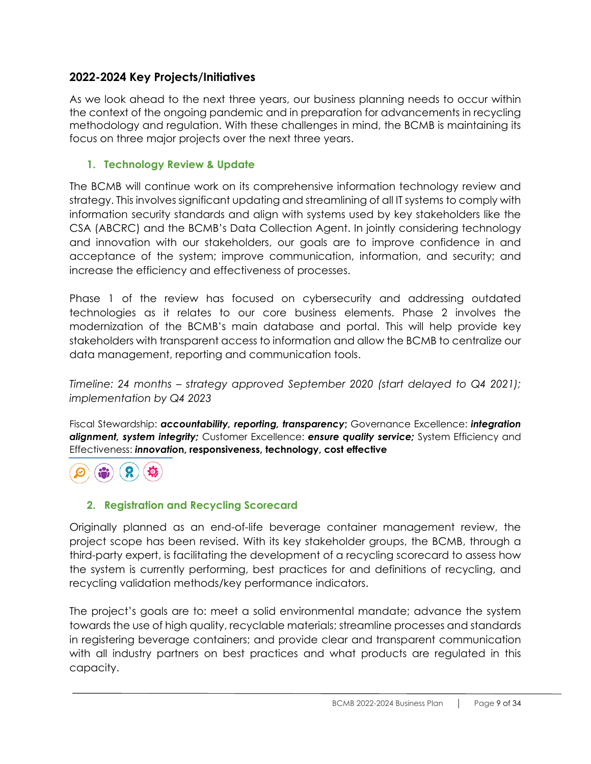## 2022-2024 Key Projects/Initiatives

As we look ahead to the next three years, our business planning needs to occur within the context of the ongoing pandemic and in preparation for advancements in recycling methodology and regulation. With these challenges in mind, the BCMB is maintaining its focus on three major projects over the next three years.

### 1. Technology Review & Update

The BCMB will continue work on its comprehensive information technology review and strategy. This involves significant updating and streamlining of all IT systems to comply with information security standards and align with systems used by key stakeholders like the CSA (ABCRC) and the BCMB's Data Collection Agent. In jointly considering technology and innovation with our stakeholders, our goals are to improve confidence in and acceptance of the system; improve communication, information, and security; and increase the efficiency and effectiveness of processes.

Phase 1 of the review has focused on cybersecurity and addressing outdated technologies as it relates to our core business elements. Phase 2 involves the modernization of the BCMB's main database and portal. This will help provide key stakeholders with transparent access to information and allow the BCMB to centralize our data management, reporting and communication tools.

*Timeline: 24 months – strategy approved September 2020 (start delayed to Q4 2021); implementation by Q4 2023*

Fiscal Stewardship: ***accountability, reporting, transparency***; Governance Excellence: ***integration alignment, system integrity;*** Customer Excellence: ***ensure quality service;*** System Efficiency and Effectiveness: ***innovation*****, responsiveness, technology, cost effective**

### 2. Registration and Recycling Scorecard

Originally planned as an end-of-life beverage container management review, the project scope has been revised. With its key stakeholder groups, the BCMB, through a third-party expert, is facilitating the development of a recycling scorecard to assess how the system is currently performing, best practices for and definitions of recycling, and recycling validation methods/key performance indicators.

The project's goals are to: meet a solid environmental mandate; advance the system towards the use of high quality, recyclable materials; streamline processes and standards in registering beverage containers; and provide clear and transparent communication with all industry partners on best practices and what products are regulated in this capacity.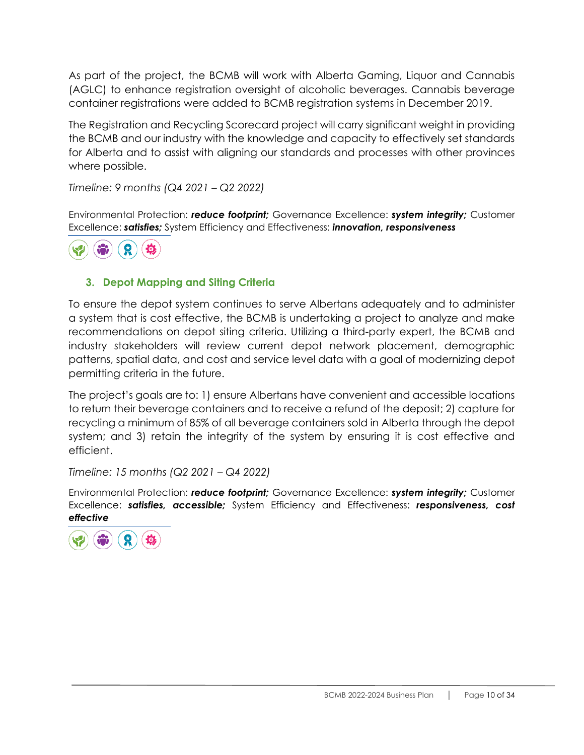As part of the project, the BCMB will work with Alberta Gaming, Liquor and Cannabis (AGLC) to enhance registration oversight of alcoholic beverages. Cannabis beverage container registrations were added to BCMB registration systems in December 2019.

The Registration and Recycling Scorecard project will carry significant weight in providing the BCMB and our industry with the knowledge and capacity to effectively set standards for Alberta and to assist with aligning our standards and processes with other provinces where possible.

*Timeline: 9 months (Q4 2021 – Q2 2022)*

Environmental Protection: ***reduce footprint;*** Governance Excellence: ***system integrity;*** Customer Excellence: ***satisfies;*** System Efficiency and Effectiveness: ***innovation, responsiveness***

### 3. Depot Mapping and Siting Criteria

To ensure the depot system continues to serve Albertans adequately and to administer a system that is cost effective, the BCMB is undertaking a project to analyze and make recommendations on depot siting criteria. Utilizing a third-party expert, the BCMB and industry stakeholders will review current depot network placement, demographic patterns, spatial data, and cost and service level data with a goal of modernizing depot permitting criteria in the future.

The project's goals are to: 1) ensure Albertans have convenient and accessible locations to return their beverage containers and to receive a refund of the deposit; 2) capture for recycling a minimum of 85% of all beverage containers sold in Alberta through the depot system; and 3) retain the integrity of the system by ensuring it is cost effective and efficient.

*Timeline: 15 months (Q2 2021 – Q4 2022)*

Environmental Protection: ***reduce footprint;*** Governance Excellence: ***system integrity;*** Customer Excellence: ***satisfies, accessible;*** System Efficiency and Effectiveness: ***responsiveness, cost effective***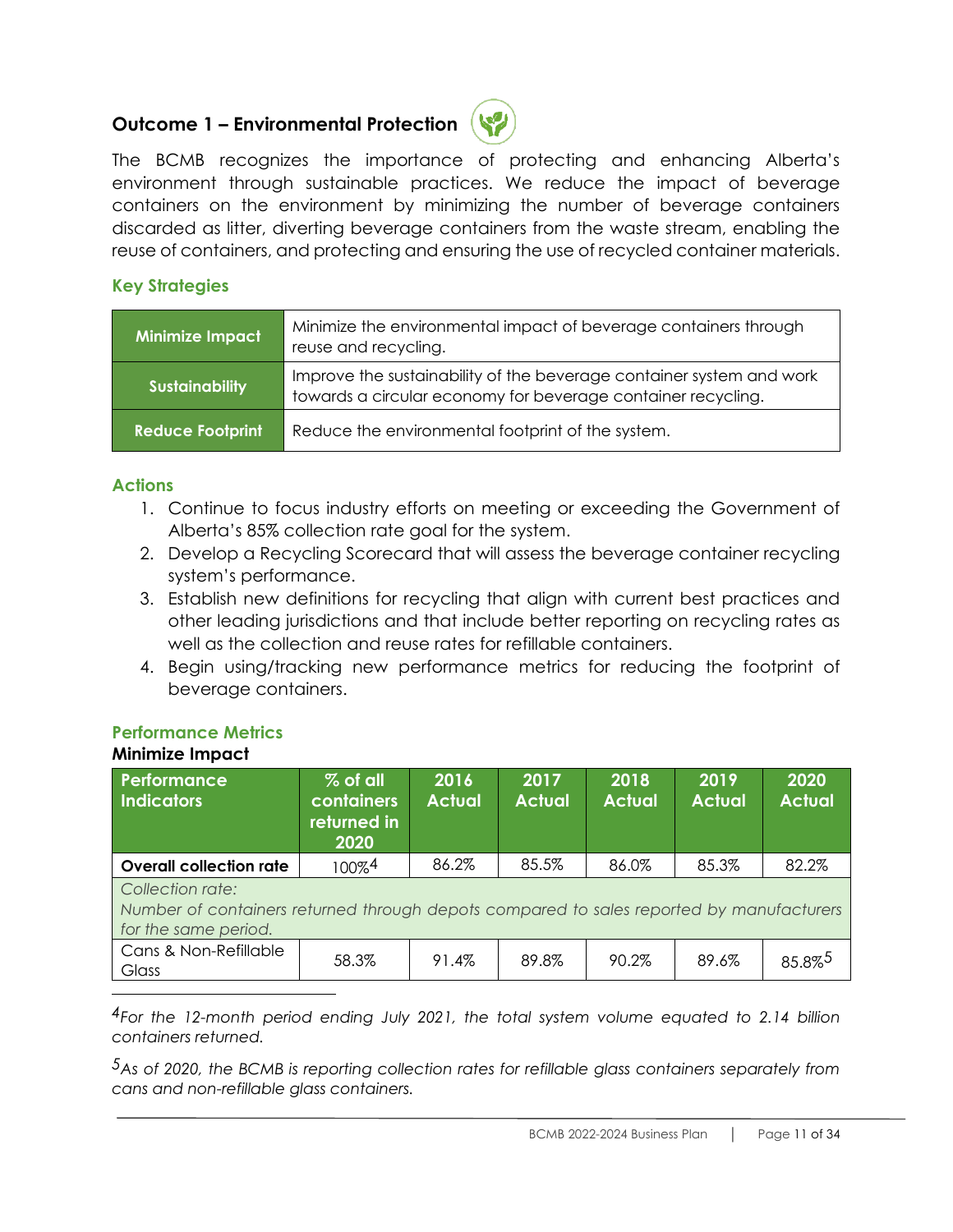## Outcome 1 – Environmental Protection

The BCMB recognizes the importance of protecting and enhancing Alberta's environment through sustainable practices. We reduce the impact of beverage containers on the environment by minimizing the number of beverage containers discarded as litter, diverting beverage containers from the waste stream, enabling the reuse of containers, and protecting and ensuring the use of recycled container materials.

### Key Strategies

| | |
|---|---|
| **Minimize Impact** | Minimize the environmental impact of beverage containers through reuse and recycling. |
| **Sustainability** | Improve the sustainability of the beverage container system and work towards a circular economy for beverage container recycling. |
| **Reduce Footprint** | Reduce the environmental footprint of the system. |

### Actions

1. Continue to focus industry efforts on meeting or exceeding the Government of Alberta's 85% collection rate goal for the system.
2. Develop a Recycling Scorecard that will assess the beverage container recycling system's performance.
3. Establish new definitions for recycling that align with current best practices and other leading jurisdictions and that include better reporting on recycling rates as well as the collection and reuse rates for refillable containers.
4. Begin using/tracking new performance metrics for reducing the footprint of beverage containers.

### Performance Metrics

**Minimize Impact**

| Performance Indicators | % of all containers returned in 2020 | 2016 Actual | 2017 Actual | 2018 Actual | 2019 Actual | 2020 Actual |
|---|---|---|---|---|---|---|
| **Overall collection rate** | 100%[4] | 86.2% | 85.5% | 86.0% | 85.3% | 82.2% |
| *Collection rate: Number of containers returned through depots compared to sales reported by manufacturers for the same period.* | | | | | | |
| Cans & Non-Refillable Glass | 58.3% | 91.4% | 89.8% | 90.2% | 89.6% | 85.8%[5] |

[4] *For the 12-month period ending July 2021, the total system volume equated to 2.14 billion containers returned.*

[5] *As of 2020, the BCMB is reporting collection rates for refillable glass containers separately from cans and non-refillable glass containers.*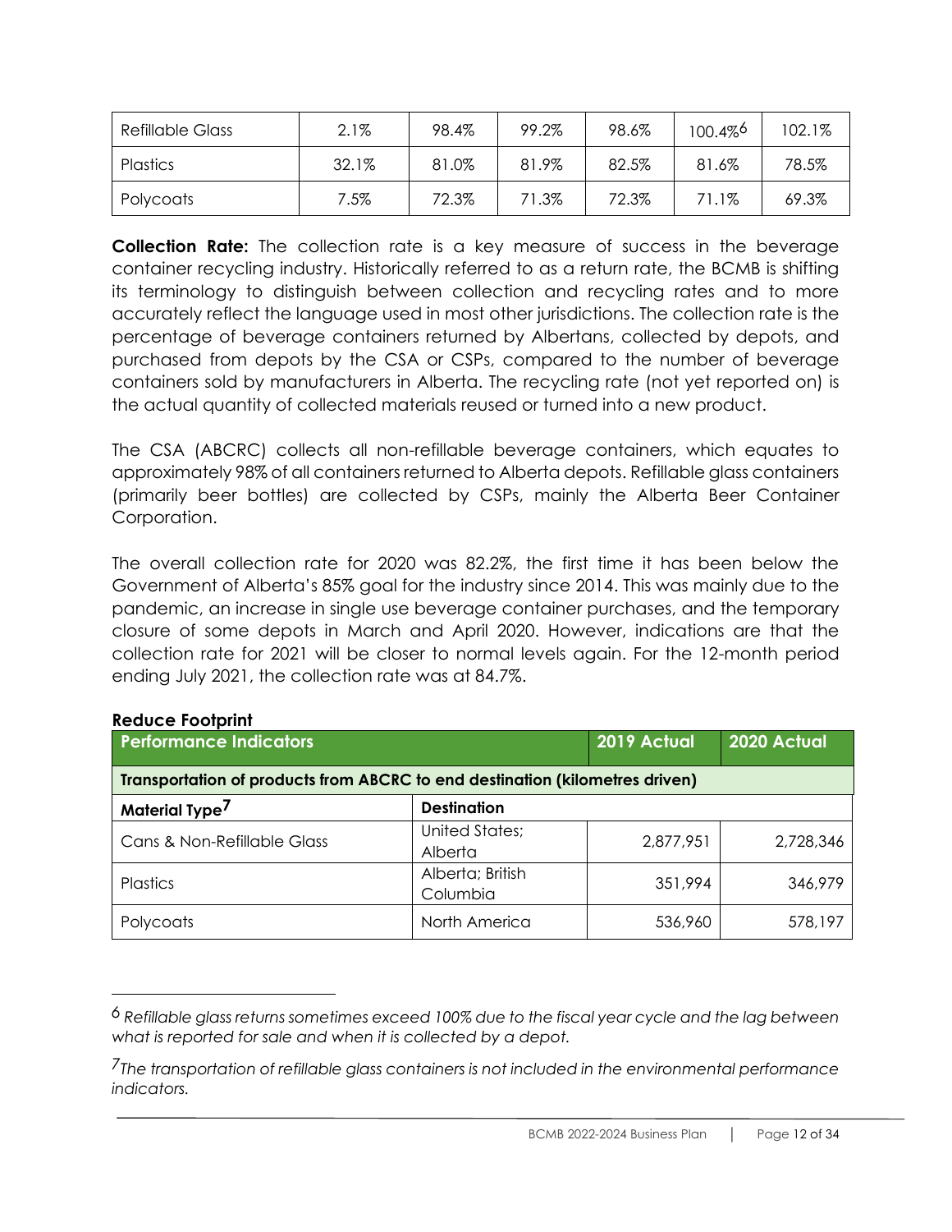| Refillable Glass | 2.1% | 98.4% | 99.2% | 98.6% | 100.4%[6] | 102.1% |
|---|---|---|---|---|---|---|
| Plastics | 32.1% | 81.0% | 81.9% | 82.5% | 81.6% | 78.5% |
| Polycoats | 7.5% | 72.3% | 71.3% | 72.3% | 71.1% | 69.3% |

**Collection Rate:** The collection rate is a key measure of success in the beverage container recycling industry. Historically referred to as a return rate, the BCMB is shifting its terminology to distinguish between collection and recycling rates and to more accurately reflect the language used in most other jurisdictions. The collection rate is the percentage of beverage containers returned by Albertans, collected by depots, and purchased from depots by the CSA or CSPs, compared to the number of beverage containers sold by manufacturers in Alberta. The recycling rate (not yet reported on) is the actual quantity of collected materials reused or turned into a new product.

The CSA (ABCRC) collects all non-refillable beverage containers, which equates to approximately 98% of all containers returned to Alberta depots. Refillable glass containers (primarily beer bottles) are collected by CSPs, mainly the Alberta Beer Container Corporation.

The overall collection rate for 2020 was 82.2%, the first time it has been below the Government of Alberta's 85% goal for the industry since 2014. This was mainly due to the pandemic, an increase in single use beverage container purchases, and the temporary closure of some depots in March and April 2020. However, indications are that the collection rate for 2021 will be closer to normal levels again. For the 12-month period ending July 2021, the collection rate was at 84.7%.

**Reduce Footprint**

| Performance Indicators | | 2019 Actual | 2020 Actual |
|---|---|---|---|
| **Transportation of products from ABCRC to end destination (kilometres driven)** | | | |
| **Material Type[7]** | **Destination** | | |
| Cans & Non-Refillable Glass | United States; Alberta | 2,877,951 | 2,728,346 |
| Plastics | Alberta; British Columbia | 351,994 | 346,979 |
| Polycoats | North America | 536,960 | 578,197 |

[6] *Refillable glass returns sometimes exceed 100% due to the fiscal year cycle and the lag between what is reported for sale and when it is collected by a depot.*

[7] *The transportation of refillable glass containers is not included in the environmental performance indicators.*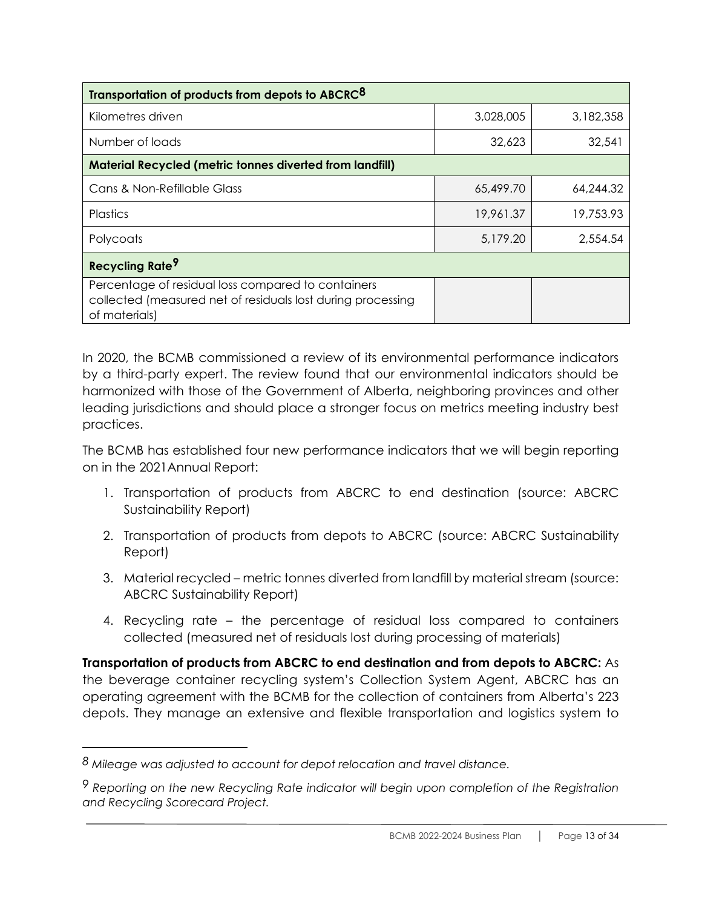| Transportation of products from depots to ABCRC[8] | | |
|---|---|---|
| Kilometres driven | 3,028,005 | 3,182,358 |
| Number of loads | 32,623 | 32,541 |
| **Material Recycled (metric tonnes diverted from landfill)** | | |
| Cans & Non-Refillable Glass | 65,499.70 | 64,244.32 |
| Plastics | 19,961.37 | 19,753.93 |
| Polycoats | 5,179.20 | 2,554.54 |
| **Recycling Rate[9]** | | |
| Percentage of residual loss compared to containers collected (measured net of residuals lost during processing of materials) | | |

In 2020, the BCMB commissioned a review of its environmental performance indicators by a third-party expert. The review found that our environmental indicators should be harmonized with those of the Government of Alberta, neighboring provinces and other leading jurisdictions and should place a stronger focus on metrics meeting industry best practices.

The BCMB has established four new performance indicators that we will begin reporting on in the 2021Annual Report:

1. Transportation of products from ABCRC to end destination (source: ABCRC Sustainability Report)
2. Transportation of products from depots to ABCRC (source: ABCRC Sustainability Report)
3. Material recycled – metric tonnes diverted from landfill by material stream (source: ABCRC Sustainability Report)
4. Recycling rate – the percentage of residual loss compared to containers collected (measured net of residuals lost during processing of materials)

**Transportation of products from ABCRC to end destination and from depots to ABCRC:** As the beverage container recycling system's Collection System Agent, ABCRC has an operating agreement with the BCMB for the collection of containers from Alberta's 223 depots. They manage an extensive and flexible transportation and logistics system to

---

[8] *Mileage was adjusted to account for depot relocation and travel distance.*

[9] *Reporting on the new Recycling Rate indicator will begin upon completion of the Registration and Recycling Scorecard Project.*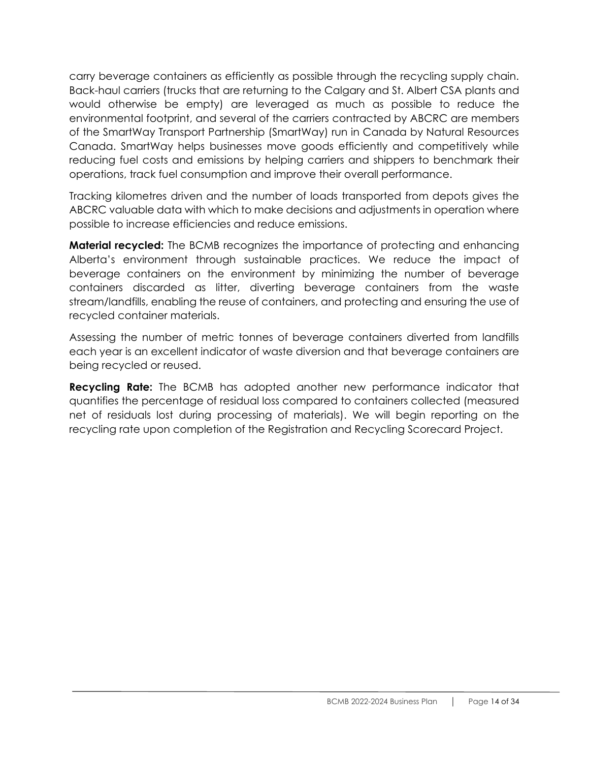carry beverage containers as efficiently as possible through the recycling supply chain. Back-haul carriers (trucks that are returning to the Calgary and St. Albert CSA plants and would otherwise be empty) are leveraged as much as possible to reduce the environmental footprint, and several of the carriers contracted by ABCRC are members of the SmartWay Transport Partnership (SmartWay) run in Canada by Natural Resources Canada. SmartWay helps businesses move goods efficiently and competitively while reducing fuel costs and emissions by helping carriers and shippers to benchmark their operations, track fuel consumption and improve their overall performance.

Tracking kilometres driven and the number of loads transported from depots gives the ABCRC valuable data with which to make decisions and adjustments in operation where possible to increase efficiencies and reduce emissions.

**Material recycled:** The BCMB recognizes the importance of protecting and enhancing Alberta's environment through sustainable practices. We reduce the impact of beverage containers on the environment by minimizing the number of beverage containers discarded as litter, diverting beverage containers from the waste stream/landfills, enabling the reuse of containers, and protecting and ensuring the use of recycled container materials.

Assessing the number of metric tonnes of beverage containers diverted from landfills each year is an excellent indicator of waste diversion and that beverage containers are being recycled or reused.

**Recycling Rate:** The BCMB has adopted another new performance indicator that quantifies the percentage of residual loss compared to containers collected (measured net of residuals lost during processing of materials). We will begin reporting on the recycling rate upon completion of the Registration and Recycling Scorecard Project.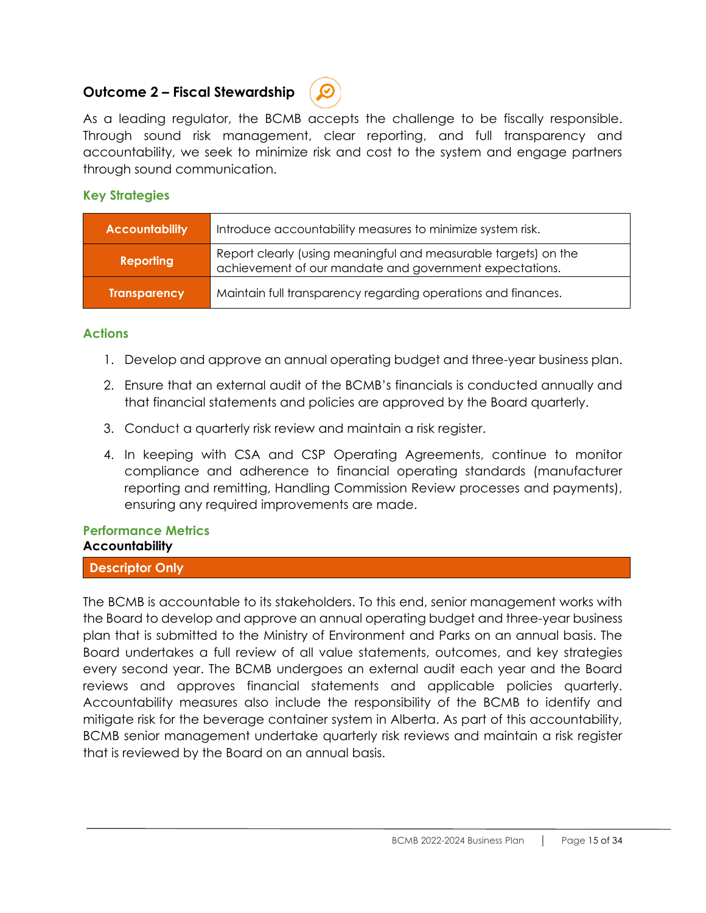## Outcome 2 – Fiscal Stewardship

As a leading regulator, the BCMB accepts the challenge to be fiscally responsible. Through sound risk management, clear reporting, and full transparency and accountability, we seek to minimize risk and cost to the system and engage partners through sound communication.

### Key Strategies

| | |
|---|---|
| **Accountability** | Introduce accountability measures to minimize system risk. |
| **Reporting** | Report clearly (using meaningful and measurable targets) on the achievement of our mandate and government expectations. |
| **Transparency** | Maintain full transparency regarding operations and finances. |

### Actions

1. Develop and approve an annual operating budget and three-year business plan.
2. Ensure that an external audit of the BCMB's financials is conducted annually and that financial statements and policies are approved by the Board quarterly.
3. Conduct a quarterly risk review and maintain a risk register.
4. In keeping with CSA and CSP Operating Agreements, continue to monitor compliance and adherence to financial operating standards (manufacturer reporting and remitting, Handling Commission Review processes and payments), ensuring any required improvements are made.

### Performance Metrics

**Accountability**

| Descriptor Only |
|---|

The BCMB is accountable to its stakeholders. To this end, senior management works with the Board to develop and approve an annual operating budget and three-year business plan that is submitted to the Ministry of Environment and Parks on an annual basis. The Board undertakes a full review of all value statements, outcomes, and key strategies every second year. The BCMB undergoes an external audit each year and the Board reviews and approves financial statements and applicable policies quarterly. Accountability measures also include the responsibility of the BCMB to identify and mitigate risk for the beverage container system in Alberta. As part of this accountability, BCMB senior management undertake quarterly risk reviews and maintain a risk register that is reviewed by the Board on an annual basis.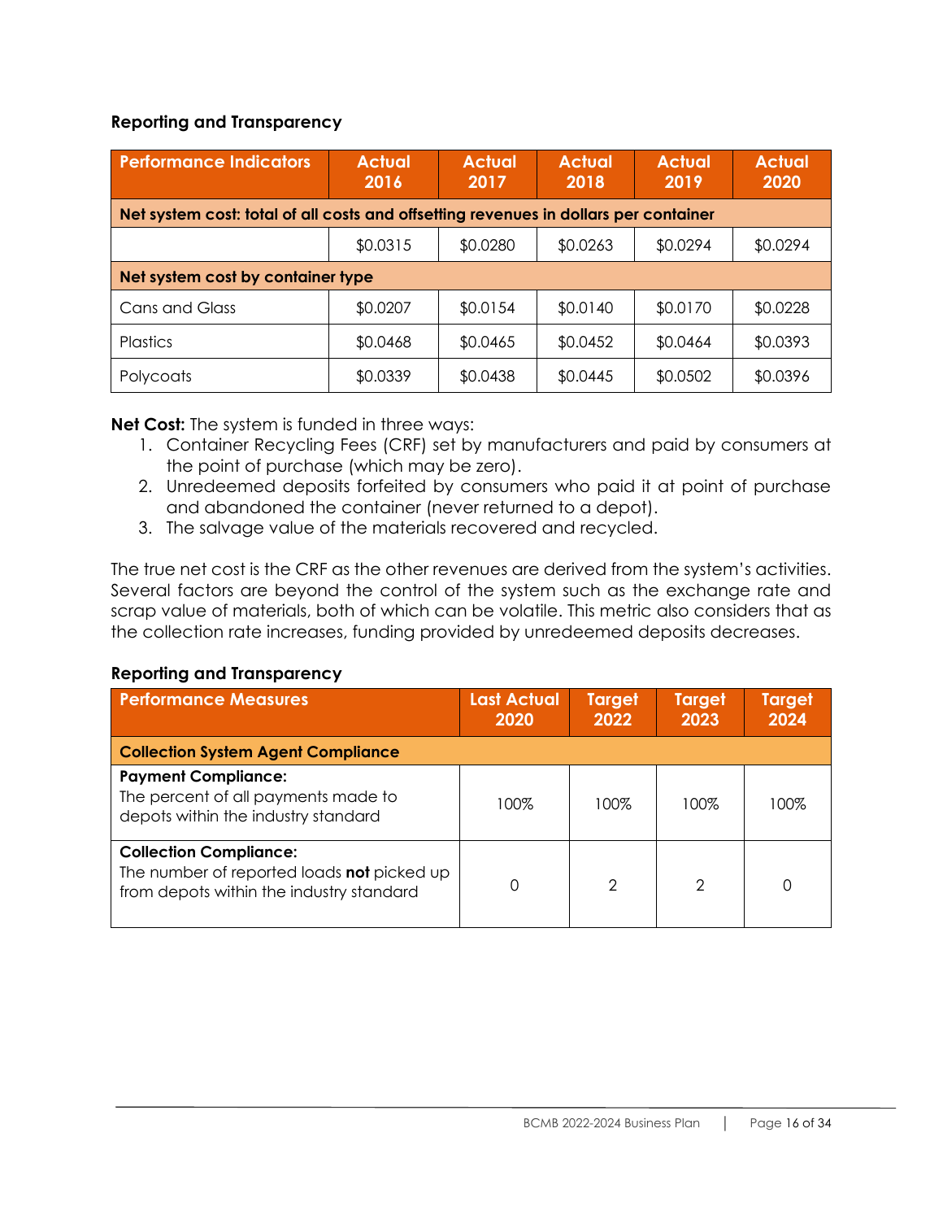### Reporting and Transparency

| Performance Indicators | Actual 2016 | Actual 2017 | Actual 2018 | Actual 2019 | Actual 2020 |
|---|---|---|---|---|---|
| **Net system cost: total of all costs and offsetting revenues in dollars per container** | | | | | |
| | $0.0315 | $0.0280 | $0.0263 | $0.0294 | $0.0294 |
| **Net system cost by container type** | | | | | |
| Cans and Glass | $0.0207 | $0.0154 | $0.0140 | $0.0170 | $0.0228 |
| Plastics | $0.0468 | $0.0465 | $0.0452 | $0.0464 | $0.0393 |
| Polycoats | $0.0339 | $0.0438 | $0.0445 | $0.0502 | $0.0396 |

**Net Cost:** The system is funded in three ways:

1. Container Recycling Fees (CRF) set by manufacturers and paid by consumers at the point of purchase (which may be zero).
2. Unredeemed deposits forfeited by consumers who paid it at point of purchase and abandoned the container (never returned to a depot).
3. The salvage value of the materials recovered and recycled.

The true net cost is the CRF as the other revenues are derived from the system's activities. Several factors are beyond the control of the system such as the exchange rate and scrap value of materials, both of which can be volatile. This metric also considers that as the collection rate increases, funding provided by unredeemed deposits decreases.

### Reporting and Transparency

| Performance Measures | Last Actual 2020 | Target 2022 | Target 2023 | Target 2024 |
|---|---|---|---|---|
| **Collection System Agent Compliance** | | | | |
| **Payment Compliance:** The percent of all payments made to depots within the industry standard | 100% | 100% | 100% | 100% |
| **Collection Compliance:** The number of reported loads **not** picked up from depots within the industry standard | 0 | 2 | 2 | 0 |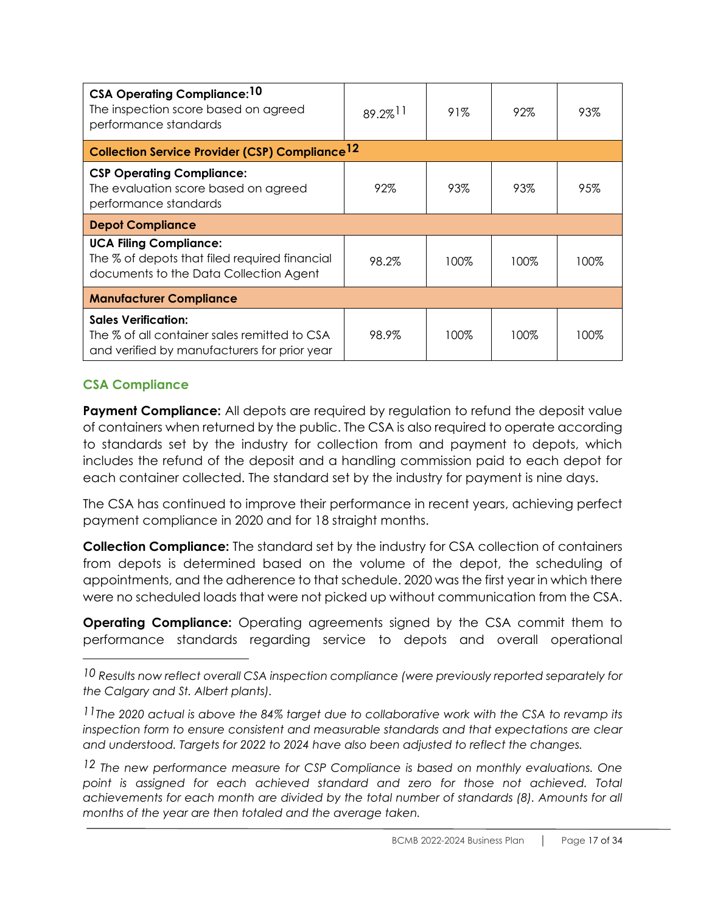| | | | | |
|---|---|---|---|---|
| **CSA Operating Compliance:**[10] The inspection score based on agreed performance standards | 89.2%[11] | 91% | 92% | 93% |
| **Collection Service Provider (CSP) Compliance**[12] | | | | |
| **CSP Operating Compliance:** The evaluation score based on agreed performance standards | 92% | 93% | 93% | 95% |
| **Depot Compliance** | | | | |
| **UCA Filing Compliance:** The % of depots that filed required financial documents to the Data Collection Agent | 98.2% | 100% | 100% | 100% |
| **Manufacturer Compliance** | | | | |
| **Sales Verification:** The % of all container sales remitted to CSA and verified by manufacturers for prior year | 98.9% | 100% | 100% | 100% |

### CSA Compliance

**Payment Compliance:** All depots are required by regulation to refund the deposit value of containers when returned by the public. The CSA is also required to operate according to standards set by the industry for collection from and payment to depots, which includes the refund of the deposit and a handling commission paid to each depot for each container collected. The standard set by the industry for payment is nine days.

The CSA has continued to improve their performance in recent years, achieving perfect payment compliance in 2020 and for 18 straight months.

**Collection Compliance:** The standard set by the industry for CSA collection of containers from depots is determined based on the volume of the depot, the scheduling of appointments, and the adherence to that schedule. 2020 was the first year in which there were no scheduled loads that were not picked up without communication from the CSA.

**Operating Compliance:** Operating agreements signed by the CSA commit them to performance standards regarding service to depots and overall operational

---

*[10] Results now reflect overall CSA inspection compliance (were previously reported separately for the Calgary and St. Albert plants).*

*[11] The 2020 actual is above the 84% target due to collaborative work with the CSA to revamp its inspection form to ensure consistent and measurable standards and that expectations are clear and understood. Targets for 2022 to 2024 have also been adjusted to reflect the changes.*

*[12] The new performance measure for CSP Compliance is based on monthly evaluations. One point is assigned for each achieved standard and zero for those not achieved. Total achievements for each month are divided by the total number of standards (8). Amounts for all months of the year are then totaled and the average taken.*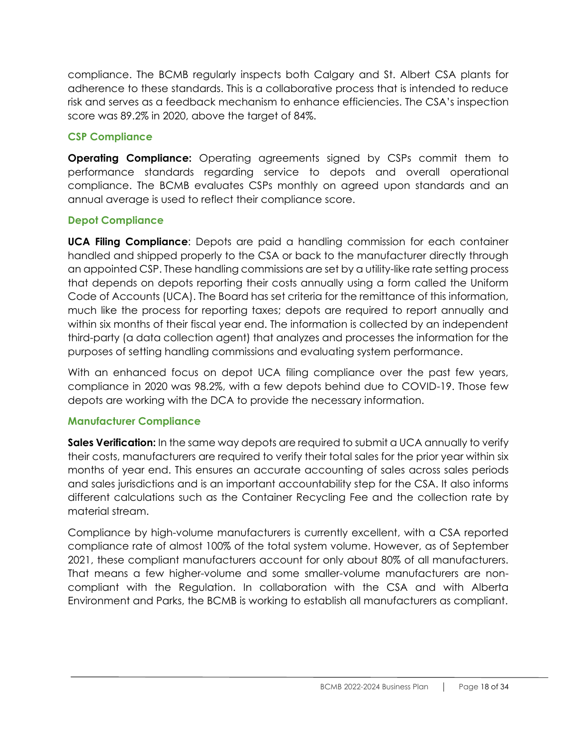compliance. The BCMB regularly inspects both Calgary and St. Albert CSA plants for adherence to these standards. This is a collaborative process that is intended to reduce risk and serves as a feedback mechanism to enhance efficiencies. The CSA's inspection score was 89.2% in 2020, above the target of 84%.

### CSP Compliance

**Operating Compliance:** Operating agreements signed by CSPs commit them to performance standards regarding service to depots and overall operational compliance. The BCMB evaluates CSPs monthly on agreed upon standards and an annual average is used to reflect their compliance score.

### Depot Compliance

**UCA Filing Compliance**: Depots are paid a handling commission for each container handled and shipped properly to the CSA or back to the manufacturer directly through an appointed CSP. These handling commissions are set by a utility-like rate setting process that depends on depots reporting their costs annually using a form called the Uniform Code of Accounts (UCA). The Board has set criteria for the remittance of this information, much like the process for reporting taxes; depots are required to report annually and within six months of their fiscal year end. The information is collected by an independent third-party (a data collection agent) that analyzes and processes the information for the purposes of setting handling commissions and evaluating system performance.

With an enhanced focus on depot UCA filing compliance over the past few years, compliance in 2020 was 98.2%, with a few depots behind due to COVID-19. Those few depots are working with the DCA to provide the necessary information.

### Manufacturer Compliance

**Sales Verification:** In the same way depots are required to submit a UCA annually to verify their costs, manufacturers are required to verify their total sales for the prior year within six months of year end. This ensures an accurate accounting of sales across sales periods and sales jurisdictions and is an important accountability step for the CSA. It also informs different calculations such as the Container Recycling Fee and the collection rate by material stream.

Compliance by high-volume manufacturers is currently excellent, with a CSA reported compliance rate of almost 100% of the total system volume. However, as of September 2021, these compliant manufacturers account for only about 80% of all manufacturers. That means a few higher-volume and some smaller-volume manufacturers are non-compliant with the Regulation. In collaboration with the CSA and with Alberta Environment and Parks, the BCMB is working to establish all manufacturers as compliant.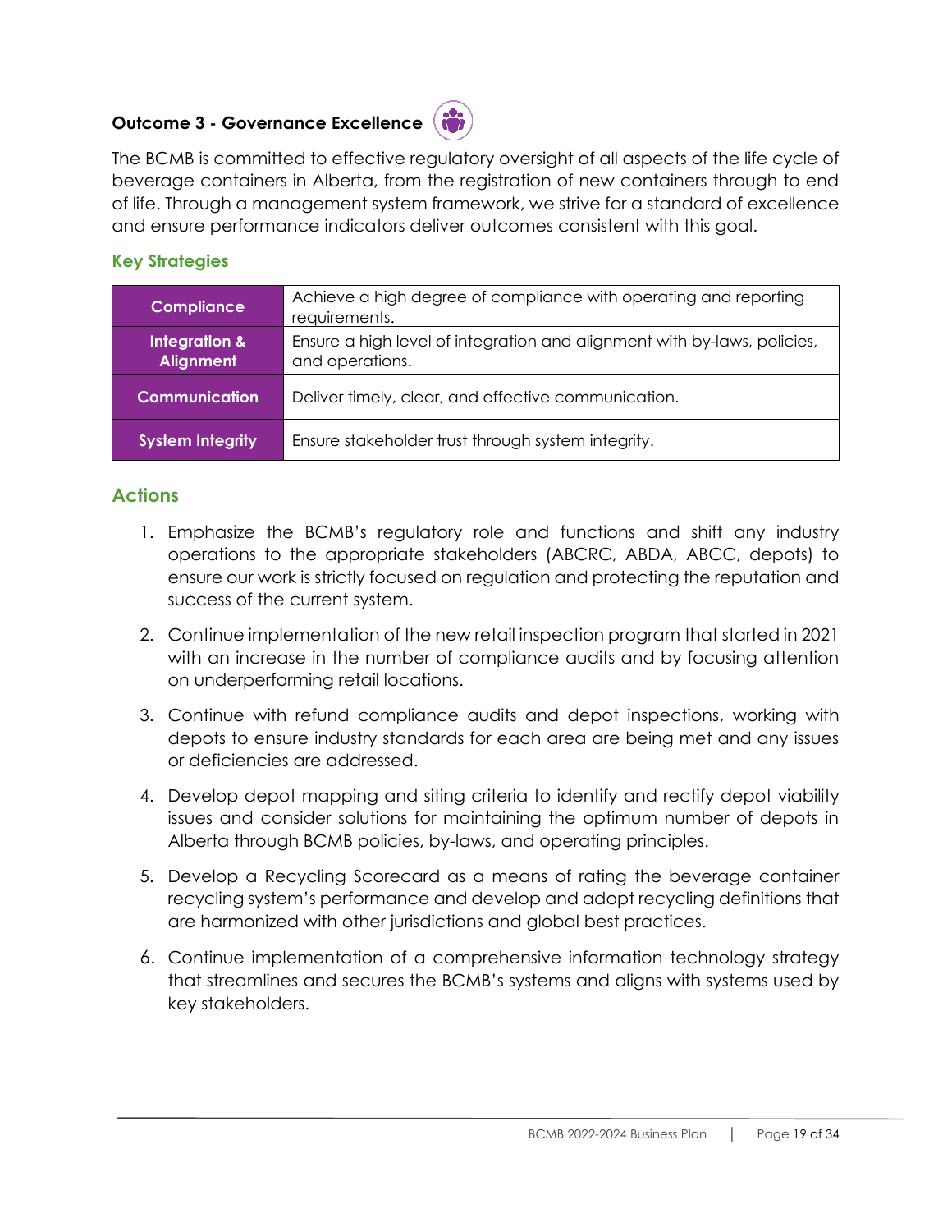### Outcome 3 - Governance Excellence

The BCMB is committed to effective regulatory oversight of all aspects of the life cycle of beverage containers in Alberta, from the registration of new containers through to end of life. Through a management system framework, we strive for a standard of excellence and ensure performance indicators deliver outcomes consistent with this goal.

#### Key Strategies

| | |
|---|---|
| **Compliance** | Achieve a high degree of compliance with operating and reporting requirements. |
| **Integration & Alignment** | Ensure a high level of integration and alignment with by-laws, policies, and operations. |
| **Communication** | Deliver timely, clear, and effective communication. |
| **System Integrity** | Ensure stakeholder trust through system integrity. |

## Actions

1. Emphasize the BCMB's regulatory role and functions and shift any industry operations to the appropriate stakeholders (ABCRC, ABDA, ABCC, depots) to ensure our work is strictly focused on regulation and protecting the reputation and success of the current system.

2. Continue implementation of the new retail inspection program that started in 2021 with an increase in the number of compliance audits and by focusing attention on underperforming retail locations.

3. Continue with refund compliance audits and depot inspections, working with depots to ensure industry standards for each area are being met and any issues or deficiencies are addressed.

4. Develop depot mapping and siting criteria to identify and rectify depot viability issues and consider solutions for maintaining the optimum number of depots in Alberta through BCMB policies, by-laws, and operating principles.

5. Develop a Recycling Scorecard as a means of rating the beverage container recycling system's performance and develop and adopt recycling definitions that are harmonized with other jurisdictions and global best practices.

6. Continue implementation of a comprehensive information technology strategy that streamlines and secures the BCMB's systems and aligns with systems used by key stakeholders.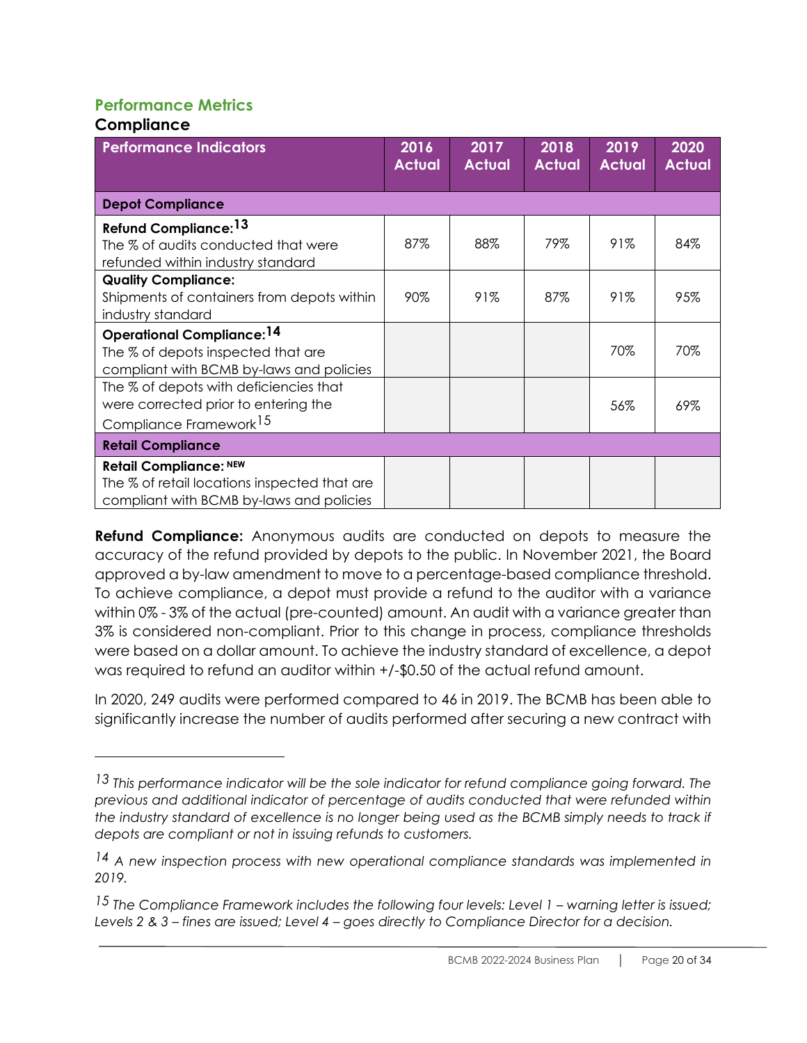## Performance Metrics

### Compliance

| Performance Indicators | 2016 Actual | 2017 Actual | 2018 Actual | 2019 Actual | 2020 Actual |
|---|---|---|---|---|---|
| **Depot Compliance** | | | | | |
| **Refund Compliance:**[13] The % of audits conducted that were refunded within industry standard | 87% | 88% | 79% | 91% | 84% |
| **Quality Compliance:** Shipments of containers from depots within industry standard | 90% | 91% | 87% | 91% | 95% |
| **Operational Compliance:**[14] The % of depots inspected that are compliant with BCMB by-laws and policies | | | | 70% | 70% |
| The % of depots with deficiencies that were corrected prior to entering the Compliance Framework[15] | | | | 56% | 69% |
| **Retail Compliance** | | | | | |
| **Retail Compliance:** NEW The % of retail locations inspected that are compliant with BCMB by-laws and policies | | | | | |

**Refund Compliance:** Anonymous audits are conducted on depots to measure the accuracy of the refund provided by depots to the public. In November 2021, the Board approved a by-law amendment to move to a percentage-based compliance threshold. To achieve compliance, a depot must provide a refund to the auditor with a variance within 0% - 3% of the actual (pre-counted) amount. An audit with a variance greater than 3% is considered non-compliant. Prior to this change in process, compliance thresholds were based on a dollar amount. To achieve the industry standard of excellence, a depot was required to refund an auditor within +/-$0.50 of the actual refund amount.

In 2020, 249 audits were performed compared to 46 in 2019. The BCMB has been able to significantly increase the number of audits performed after securing a new contract with

---

[13] *This performance indicator will be the sole indicator for refund compliance going forward. The previous and additional indicator of percentage of audits conducted that were refunded within the industry standard of excellence is no longer being used as the BCMB simply needs to track if depots are compliant or not in issuing refunds to customers.*

[14] *A new inspection process with new operational compliance standards was implemented in 2019.*

[15] *The Compliance Framework includes the following four levels: Level 1 – warning letter is issued; Levels 2 & 3 – fines are issued; Level 4 – goes directly to Compliance Director for a decision.*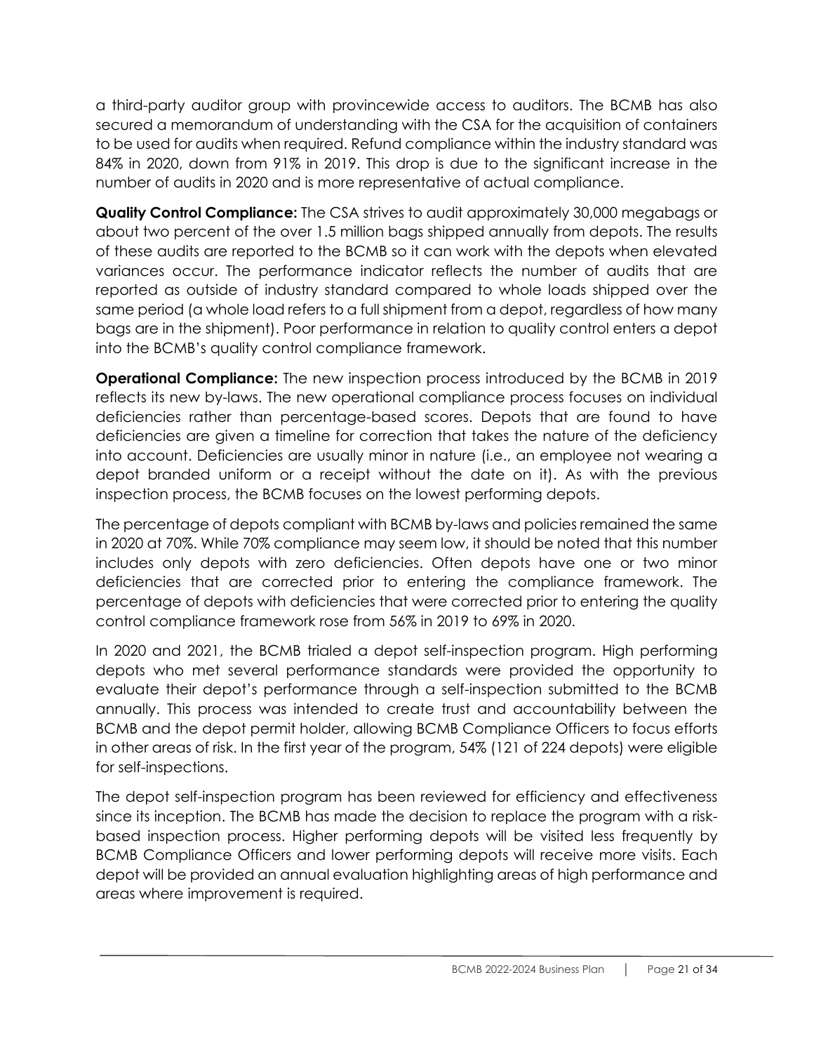a third-party auditor group with provincewide access to auditors. The BCMB has also secured a memorandum of understanding with the CSA for the acquisition of containers to be used for audits when required. Refund compliance within the industry standard was 84% in 2020, down from 91% in 2019. This drop is due to the significant increase in the number of audits in 2020 and is more representative of actual compliance.

**Quality Control Compliance:** The CSA strives to audit approximately 30,000 megabags or about two percent of the over 1.5 million bags shipped annually from depots. The results of these audits are reported to the BCMB so it can work with the depots when elevated variances occur. The performance indicator reflects the number of audits that are reported as outside of industry standard compared to whole loads shipped over the same period (a whole load refers to a full shipment from a depot, regardless of how many bags are in the shipment). Poor performance in relation to quality control enters a depot into the BCMB's quality control compliance framework.

**Operational Compliance:** The new inspection process introduced by the BCMB in 2019 reflects its new by-laws. The new operational compliance process focuses on individual deficiencies rather than percentage-based scores. Depots that are found to have deficiencies are given a timeline for correction that takes the nature of the deficiency into account. Deficiencies are usually minor in nature (i.e., an employee not wearing a depot branded uniform or a receipt without the date on it). As with the previous inspection process, the BCMB focuses on the lowest performing depots.

The percentage of depots compliant with BCMB by-laws and policies remained the same in 2020 at 70%. While 70% compliance may seem low, it should be noted that this number includes only depots with zero deficiencies. Often depots have one or two minor deficiencies that are corrected prior to entering the compliance framework. The percentage of depots with deficiencies that were corrected prior to entering the quality control compliance framework rose from 56% in 2019 to 69% in 2020.

In 2020 and 2021, the BCMB trialed a depot self-inspection program. High performing depots who met several performance standards were provided the opportunity to evaluate their depot's performance through a self-inspection submitted to the BCMB annually. This process was intended to create trust and accountability between the BCMB and the depot permit holder, allowing BCMB Compliance Officers to focus efforts in other areas of risk. In the first year of the program, 54% (121 of 224 depots) were eligible for self-inspections.

The depot self-inspection program has been reviewed for efficiency and effectiveness since its inception. The BCMB has made the decision to replace the program with a risk-based inspection process. Higher performing depots will be visited less frequently by BCMB Compliance Officers and lower performing depots will receive more visits. Each depot will be provided an annual evaluation highlighting areas of high performance and areas where improvement is required.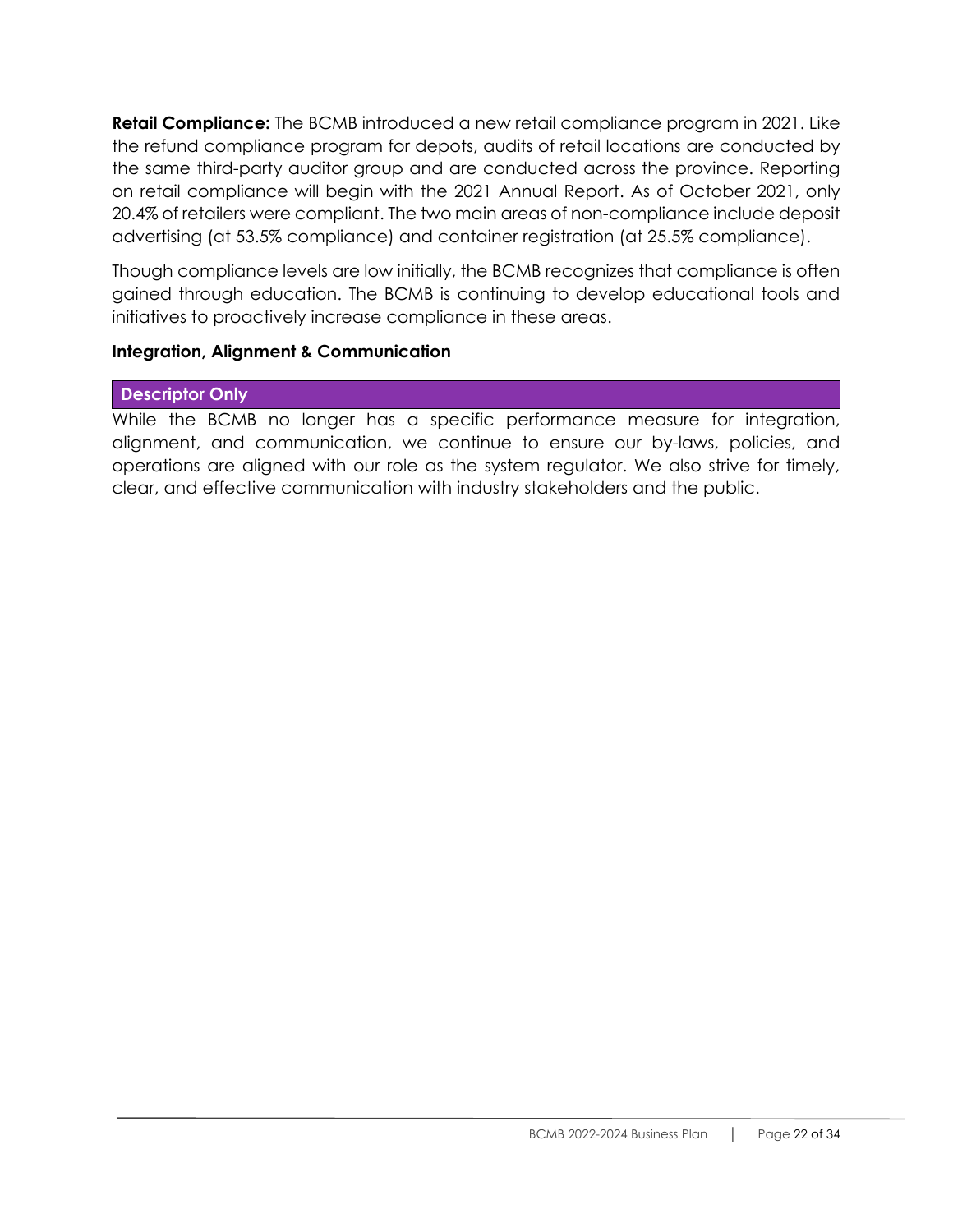**Retail Compliance:** The BCMB introduced a new retail compliance program in 2021. Like the refund compliance program for depots, audits of retail locations are conducted by the same third-party auditor group and are conducted across the province. Reporting on retail compliance will begin with the 2021 Annual Report. As of October 2021, only 20.4% of retailers were compliant. The two main areas of non-compliance include deposit advertising (at 53.5% compliance) and container registration (at 25.5% compliance).

Though compliance levels are low initially, the BCMB recognizes that compliance is often gained through education. The BCMB is continuing to develop educational tools and initiatives to proactively increase compliance in these areas.

### Integration, Alignment & Communication

**Descriptor Only**

While the BCMB no longer has a specific performance measure for integration, alignment, and communication, we continue to ensure our by-laws, policies, and operations are aligned with our role as the system regulator. We also strive for timely, clear, and effective communication with industry stakeholders and the public.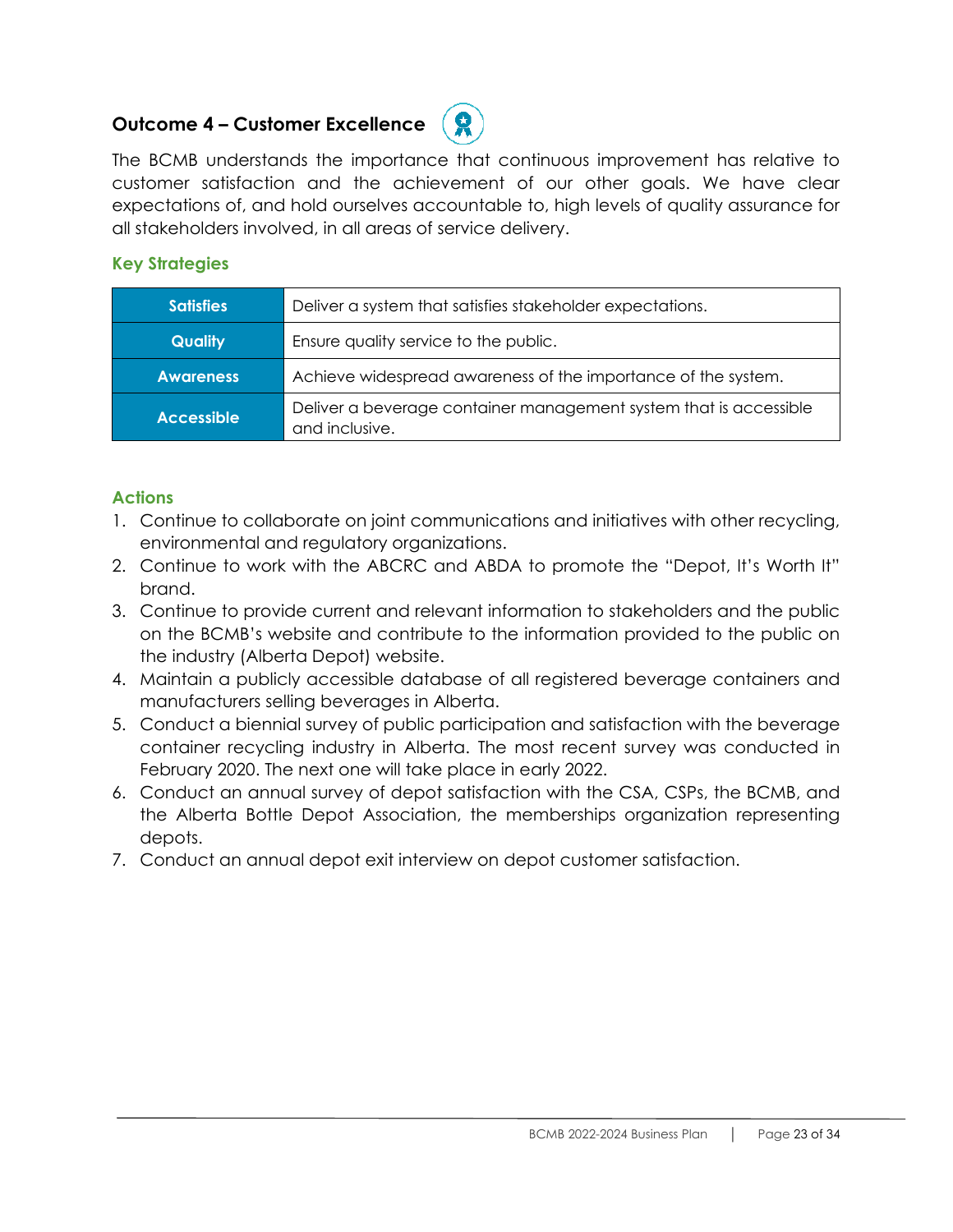## Outcome 4 – Customer Excellence

The BCMB understands the importance that continuous improvement has relative to customer satisfaction and the achievement of our other goals. We have clear expectations of, and hold ourselves accountable to, high levels of quality assurance for all stakeholders involved, in all areas of service delivery.

### Key Strategies

| | |
|---|---|
| **Satisfies** | Deliver a system that satisfies stakeholder expectations. |
| **Quality** | Ensure quality service to the public. |
| **Awareness** | Achieve widespread awareness of the importance of the system. |
| **Accessible** | Deliver a beverage container management system that is accessible and inclusive. |

### Actions

1. Continue to collaborate on joint communications and initiatives with other recycling, environmental and regulatory organizations.
2. Continue to work with the ABCRC and ABDA to promote the "Depot, It's Worth It" brand.
3. Continue to provide current and relevant information to stakeholders and the public on the BCMB's website and contribute to the information provided to the public on the industry (Alberta Depot) website.
4. Maintain a publicly accessible database of all registered beverage containers and manufacturers selling beverages in Alberta.
5. Conduct a biennial survey of public participation and satisfaction with the beverage container recycling industry in Alberta. The most recent survey was conducted in February 2020. The next one will take place in early 2022.
6. Conduct an annual survey of depot satisfaction with the CSA, CSPs, the BCMB, and the Alberta Bottle Depot Association, the memberships organization representing depots.
7. Conduct an annual depot exit interview on depot customer satisfaction.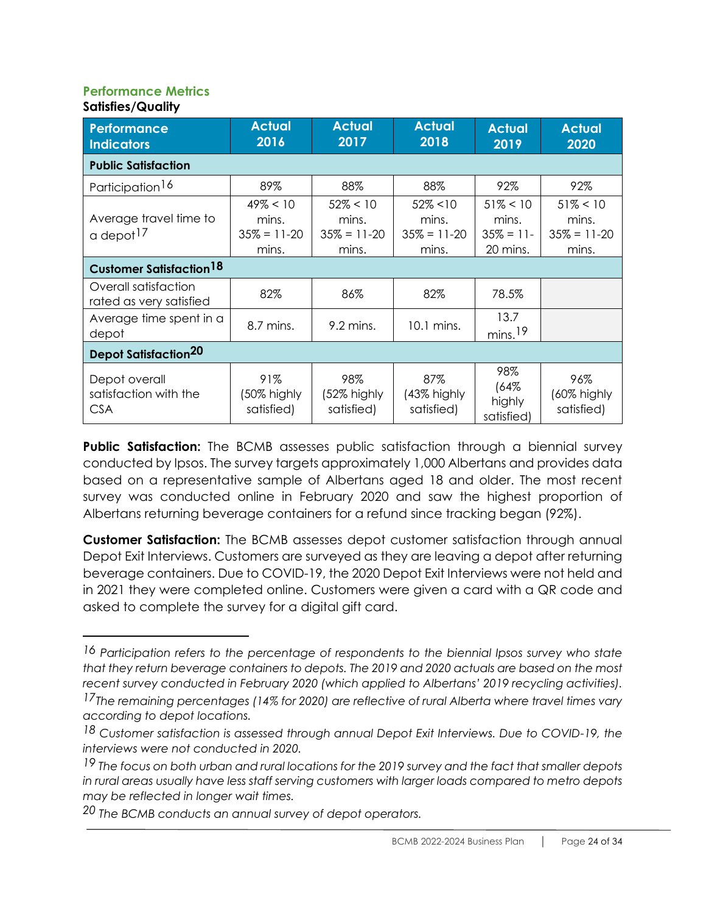### Performance Metrics

**Satisfies/Quality**

| Performance Indicators | Actual 2016 | Actual 2017 | Actual 2018 | Actual 2019 | Actual 2020 |
|---|---|---|---|---|---|
| **Public Satisfaction** | | | | | |
| Participation[16] | 89% | 88% | 88% | 92% | 92% |
| Average travel time to a depot[17] | 49% < 10 mins. 35% = 11-20 mins. | 52% < 10 mins. 35% = 11-20 mins. | 52% <10 mins. 35% = 11-20 mins. | 51% < 10 mins. 35% = 11-20 mins. | 51% < 10 mins. 35% = 11-20 mins. |
| **Customer Satisfaction[18]** | | | | | |
| Overall satisfaction rated as very satisfied | 82% | 86% | 82% | 78.5% | |
| Average time spent in a depot | 8.7 mins. | 9.2 mins. | 10.1 mins. | 13.7 mins.[19] | |
| **Depot Satisfaction[20]** | | | | | |
| Depot overall satisfaction with the CSA | 91% (50% highly satisfied) | 98% (52% highly satisfied) | 87% (43% highly satisfied) | 98% (64% highly satisfied) | 96% (60% highly satisfied) |

**Public Satisfaction:** The BCMB assesses public satisfaction through a biennial survey conducted by Ipsos. The survey targets approximately 1,000 Albertans and provides data based on a representative sample of Albertans aged 18 and older. The most recent survey was conducted online in February 2020 and saw the highest proportion of Albertans returning beverage containers for a refund since tracking began (92%).

**Customer Satisfaction:** The BCMB assesses depot customer satisfaction through annual Depot Exit Interviews. Customers are surveyed as they are leaving a depot after returning beverage containers. Due to COVID-19, the 2020 Depot Exit Interviews were not held and in 2021 they were completed online. Customers were given a card with a QR code and asked to complete the survey for a digital gift card.

---

*16 Participation refers to the percentage of respondents to the biennial Ipsos survey who state that they return beverage containers to depots. The 2019 and 2020 actuals are based on the most recent survey conducted in February 2020 (which applied to Albertans' 2019 recycling activities).*

*17 The remaining percentages (14% for 2020) are reflective of rural Alberta where travel times vary according to depot locations.*

*18 Customer satisfaction is assessed through annual Depot Exit Interviews. Due to COVID-19, the interviews were not conducted in 2020.*

*19 The focus on both urban and rural locations for the 2019 survey and the fact that smaller depots in rural areas usually have less staff serving customers with larger loads compared to metro depots may be reflected in longer wait times.*

*20 The BCMB conducts an annual survey of depot operators.*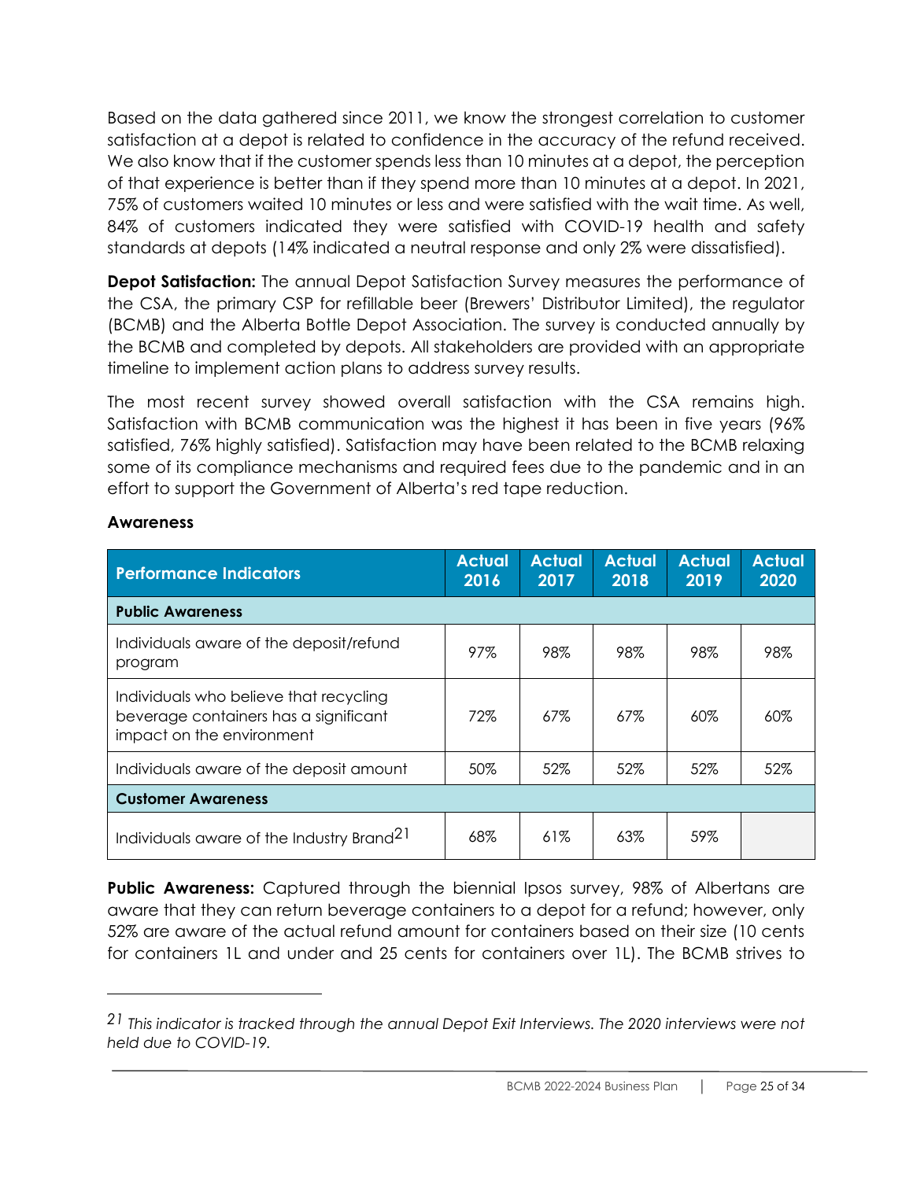Based on the data gathered since 2011, we know the strongest correlation to customer satisfaction at a depot is related to confidence in the accuracy of the refund received. We also know that if the customer spends less than 10 minutes at a depot, the perception of that experience is better than if they spend more than 10 minutes at a depot. In 2021, 75% of customers waited 10 minutes or less and were satisfied with the wait time. As well, 84% of customers indicated they were satisfied with COVID-19 health and safety standards at depots (14% indicated a neutral response and only 2% were dissatisfied).

**Depot Satisfaction:** The annual Depot Satisfaction Survey measures the performance of the CSA, the primary CSP for refillable beer (Brewers' Distributor Limited), the regulator (BCMB) and the Alberta Bottle Depot Association. The survey is conducted annually by the BCMB and completed by depots. All stakeholders are provided with an appropriate timeline to implement action plans to address survey results.

The most recent survey showed overall satisfaction with the CSA remains high. Satisfaction with BCMB communication was the highest it has been in five years (96% satisfied, 76% highly satisfied). Satisfaction may have been related to the BCMB relaxing some of its compliance mechanisms and required fees due to the pandemic and in an effort to support the Government of Alberta's red tape reduction.

### Awareness

| Performance Indicators | Actual 2016 | Actual 2017 | Actual 2018 | Actual 2019 | Actual 2020 |
|---|---|---|---|---|---|
| **Public Awareness** | | | | | |
| Individuals aware of the deposit/refund program | 97% | 98% | 98% | 98% | 98% |
| Individuals who believe that recycling beverage containers has a significant impact on the environment | 72% | 67% | 67% | 60% | 60% |
| Individuals aware of the deposit amount | 50% | 52% | 52% | 52% | 52% |
| **Customer Awareness** | | | | | |
| Individuals aware of the Industry Brand[21] | 68% | 61% | 63% | 59% | |

**Public Awareness:** Captured through the biennial Ipsos survey, 98% of Albertans are aware that they can return beverage containers to a depot for a refund; however, only 52% are aware of the actual refund amount for containers based on their size (10 cents for containers 1L and under and 25 cents for containers over 1L). The BCMB strives to

[21] *This indicator is tracked through the annual Depot Exit Interviews. The 2020 interviews were not held due to COVID-19.*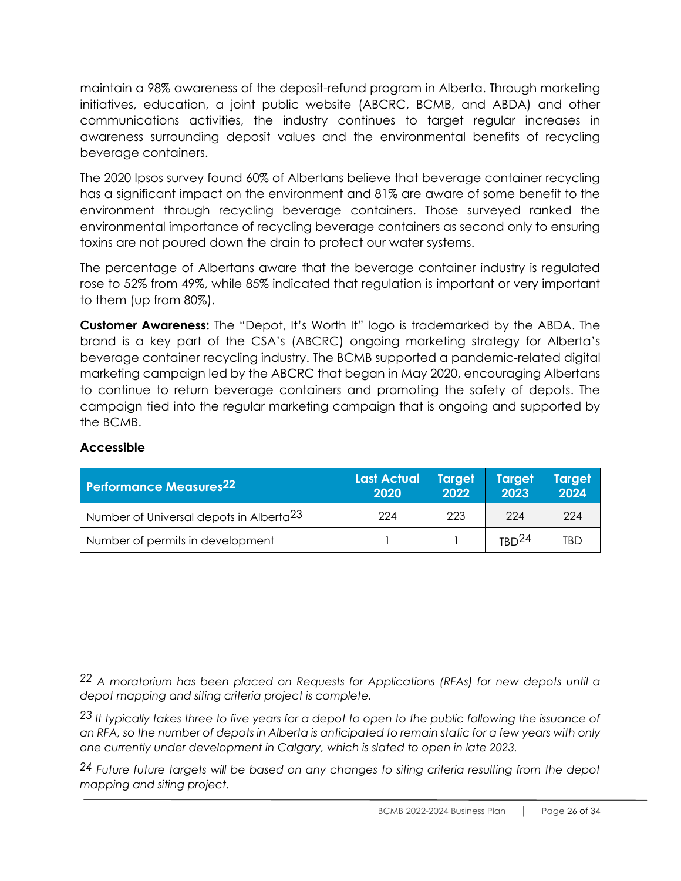maintain a 98% awareness of the deposit-refund program in Alberta. Through marketing initiatives, education, a joint public website (ABCRC, BCMB, and ABDA) and other communications activities, the industry continues to target regular increases in awareness surrounding deposit values and the environmental benefits of recycling beverage containers.

The 2020 Ipsos survey found 60% of Albertans believe that beverage container recycling has a significant impact on the environment and 81% are aware of some benefit to the environment through recycling beverage containers. Those surveyed ranked the environmental importance of recycling beverage containers as second only to ensuring toxins are not poured down the drain to protect our water systems.

The percentage of Albertans aware that the beverage container industry is regulated rose to 52% from 49%, while 85% indicated that regulation is important or very important to them (up from 80%).

**Customer Awareness:** The "Depot, It's Worth It" logo is trademarked by the ABDA. The brand is a key part of the CSA's (ABCRC) ongoing marketing strategy for Alberta's beverage container recycling industry. The BCMB supported a pandemic-related digital marketing campaign led by the ABCRC that began in May 2020, encouraging Albertans to continue to return beverage containers and promoting the safety of depots. The campaign tied into the regular marketing campaign that is ongoing and supported by the BCMB.

### Accessible

| Performance Measures[22] | Last Actual 2020 | Target 2022 | Target 2023 | Target 2024 |
|---|---|---|---|---|
| Number of Universal depots in Alberta[23] | 224 | 223 | 224 | 224 |
| Number of permits in development | 1 | 1 | TBD[24] | TBD |

---

*[22] A moratorium has been placed on Requests for Applications (RFAs) for new depots until a depot mapping and siting criteria project is complete.*

*[23] It typically takes three to five years for a depot to open to the public following the issuance of an RFA, so the number of depots in Alberta is anticipated to remain static for a few years with only one currently under development in Calgary, which is slated to open in late 2023.*

*[24] Future future targets will be based on any changes to siting criteria resulting from the depot mapping and siting project.*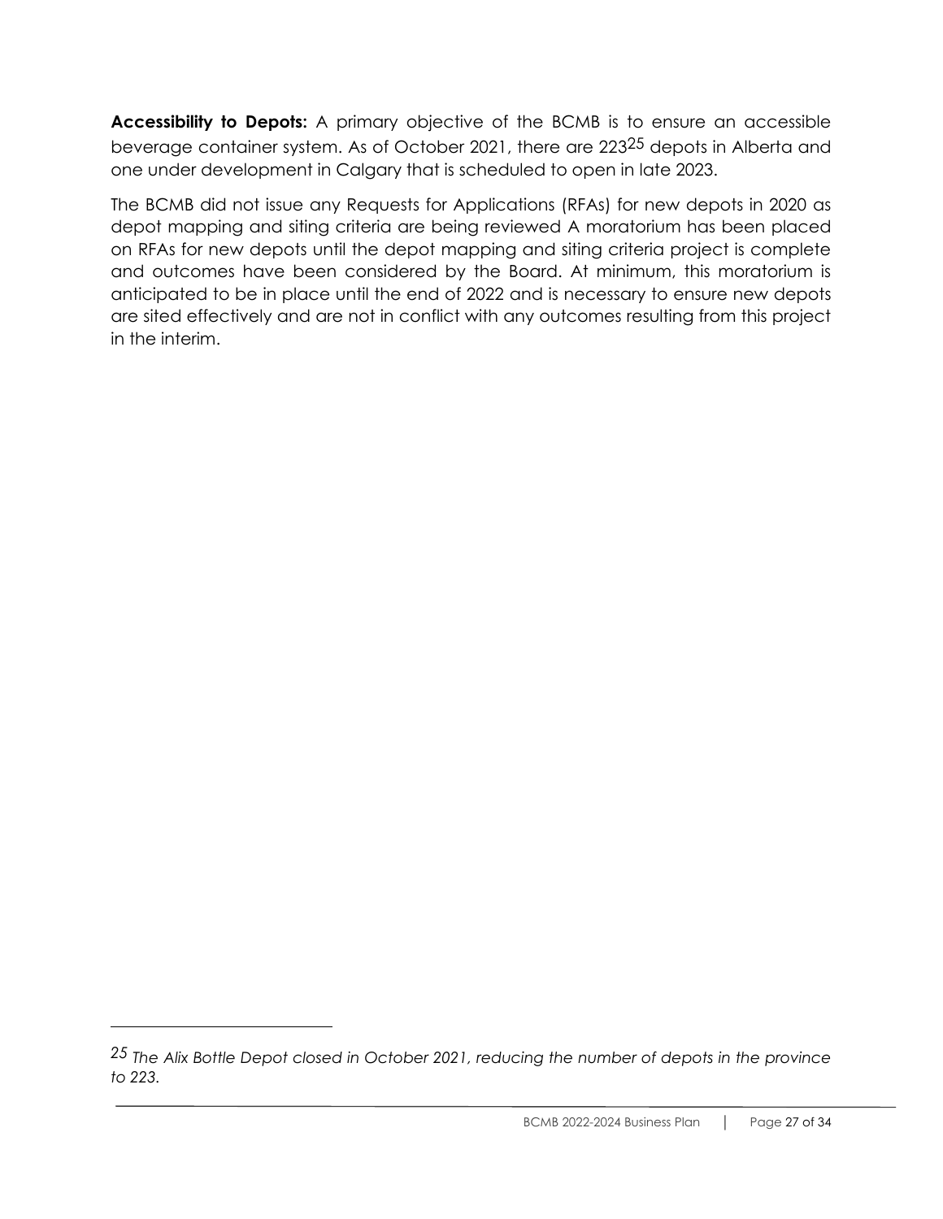**Accessibility to Depots:** A primary objective of the BCMB is to ensure an accessible beverage container system. As of October 2021, there are 223[25] depots in Alberta and one under development in Calgary that is scheduled to open in late 2023.

The BCMB did not issue any Requests for Applications (RFAs) for new depots in 2020 as depot mapping and siting criteria are being reviewed A moratorium has been placed on RFAs for new depots until the depot mapping and siting criteria project is complete and outcomes have been considered by the Board. At minimum, this moratorium is anticipated to be in place until the end of 2022 and is necessary to ensure new depots are sited effectively and are not in conflict with any outcomes resulting from this project in the interim.

---

[25] *The Alix Bottle Depot closed in October 2021, reducing the number of depots in the province to 223.*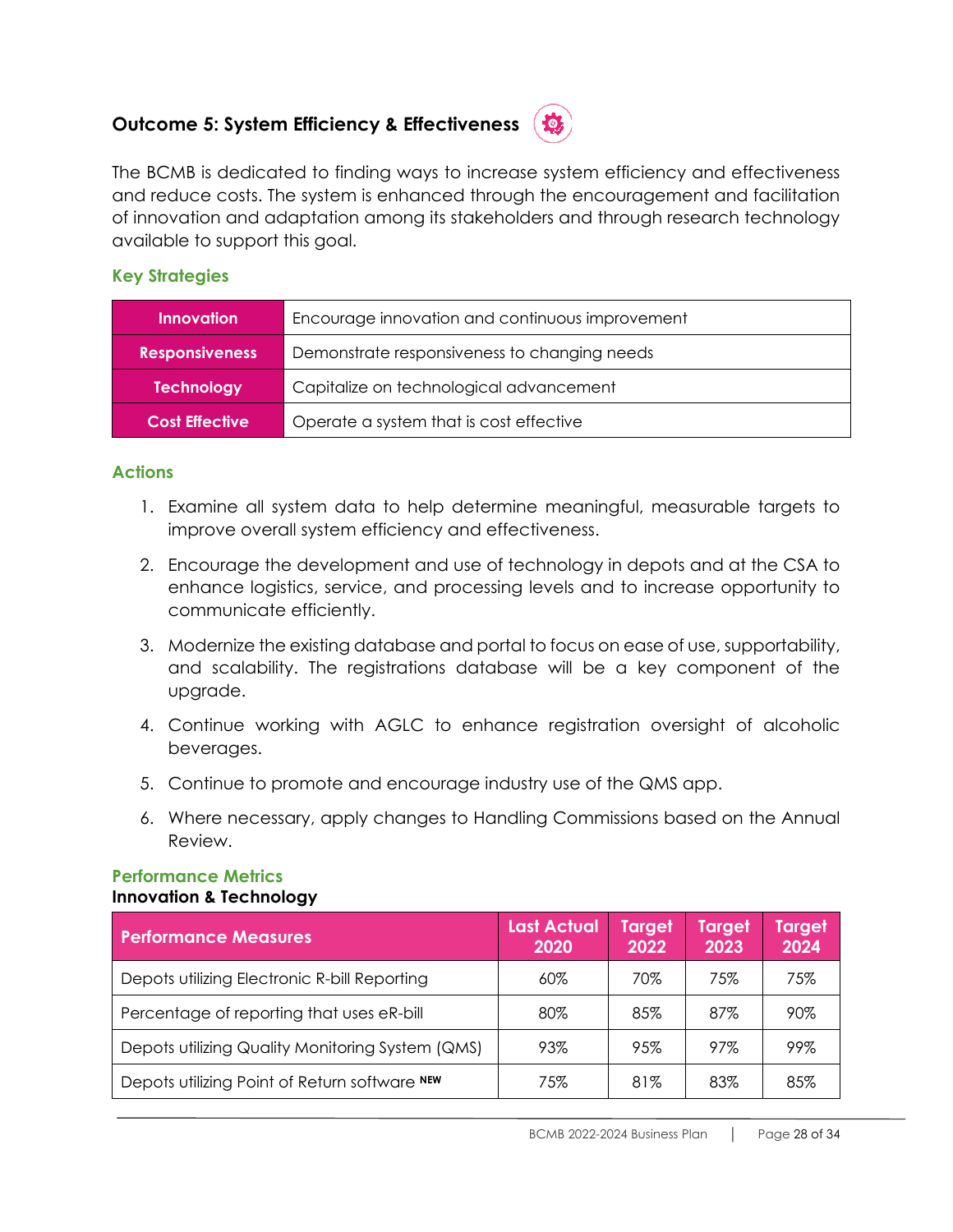## Outcome 5: System Efficiency & Effectiveness

The BCMB is dedicated to finding ways to increase system efficiency and effectiveness and reduce costs. The system is enhanced through the encouragement and facilitation of innovation and adaptation among its stakeholders and through research technology available to support this goal.

### Key Strategies

| | |
|---|---|
| **Innovation** | Encourage innovation and continuous improvement |
| **Responsiveness** | Demonstrate responsiveness to changing needs |
| **Technology** | Capitalize on technological advancement |
| **Cost Effective** | Operate a system that is cost effective |

### Actions

1. Examine all system data to help determine meaningful, measurable targets to improve overall system efficiency and effectiveness.
2. Encourage the development and use of technology in depots and at the CSA to enhance logistics, service, and processing levels and to increase opportunity to communicate efficiently.
3. Modernize the existing database and portal to focus on ease of use, supportability, and scalability. The registrations database will be a key component of the upgrade.
4. Continue working with AGLC to enhance registration oversight of alcoholic beverages.
5. Continue to promote and encourage industry use of the QMS app.
6. Where necessary, apply changes to Handling Commissions based on the Annual Review.

### Performance Metrics

**Innovation & Technology**

| Performance Measures | Last Actual 2020 | Target 2022 | Target 2023 | Target 2024 |
|---|---|---|---|---|
| Depots utilizing Electronic R-bill Reporting | 60% | 70% | 75% | 75% |
| Percentage of reporting that uses eR-bill | 80% | 85% | 87% | 90% |
| Depots utilizing Quality Monitoring System (QMS) | 93% | 95% | 97% | 99% |
| Depots utilizing Point of Return software NEW | 75% | 81% | 83% | 85% |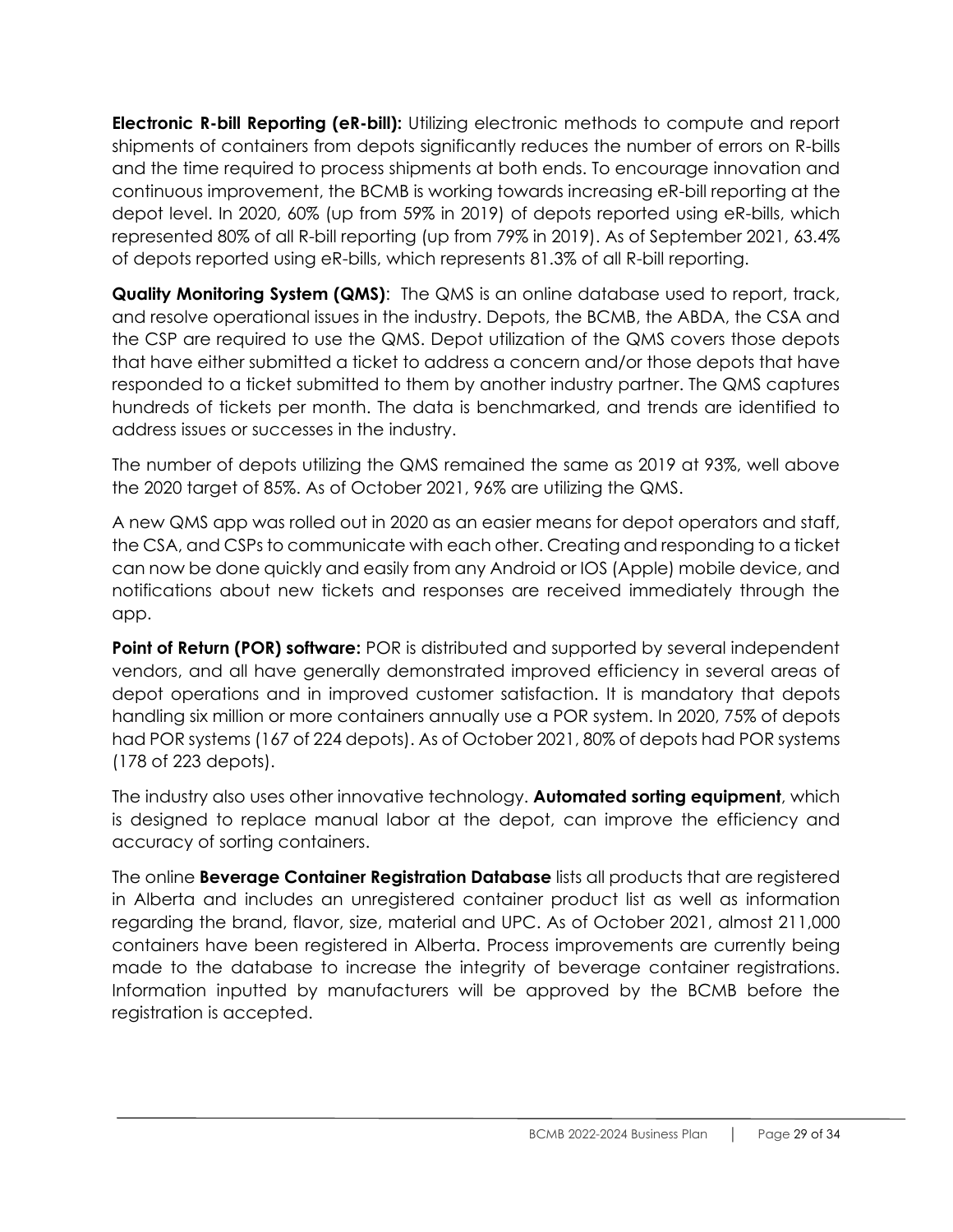**Electronic R-bill Reporting (eR-bill):** Utilizing electronic methods to compute and report shipments of containers from depots significantly reduces the number of errors on R-bills and the time required to process shipments at both ends. To encourage innovation and continuous improvement, the BCMB is working towards increasing eR-bill reporting at the depot level. In 2020, 60% (up from 59% in 2019) of depots reported using eR-bills, which represented 80% of all R-bill reporting (up from 79% in 2019). As of September 2021, 63.4% of depots reported using eR-bills, which represents 81.3% of all R-bill reporting.

**Quality Monitoring System (QMS)**: The QMS is an online database used to report, track, and resolve operational issues in the industry. Depots, the BCMB, the ABDA, the CSA and the CSP are required to use the QMS. Depot utilization of the QMS covers those depots that have either submitted a ticket to address a concern and/or those depots that have responded to a ticket submitted to them by another industry partner. The QMS captures hundreds of tickets per month. The data is benchmarked, and trends are identified to address issues or successes in the industry.

The number of depots utilizing the QMS remained the same as 2019 at 93%, well above the 2020 target of 85%. As of October 2021, 96% are utilizing the QMS.

A new QMS app was rolled out in 2020 as an easier means for depot operators and staff, the CSA, and CSPs to communicate with each other. Creating and responding to a ticket can now be done quickly and easily from any Android or IOS (Apple) mobile device, and notifications about new tickets and responses are received immediately through the app.

**Point of Return (POR) software:** POR is distributed and supported by several independent vendors, and all have generally demonstrated improved efficiency in several areas of depot operations and in improved customer satisfaction. It is mandatory that depots handling six million or more containers annually use a POR system. In 2020, 75% of depots had POR systems (167 of 224 depots). As of October 2021, 80% of depots had POR systems (178 of 223 depots).

The industry also uses other innovative technology. **Automated sorting equipment**, which is designed to replace manual labor at the depot, can improve the efficiency and accuracy of sorting containers.

The online **Beverage Container Registration Database** lists all products that are registered in Alberta and includes an unregistered container product list as well as information regarding the brand, flavor, size, material and UPC. As of October 2021, almost 211,000 containers have been registered in Alberta. Process improvements are currently being made to the database to increase the integrity of beverage container registrations. Information inputted by manufacturers will be approved by the BCMB before the registration is accepted.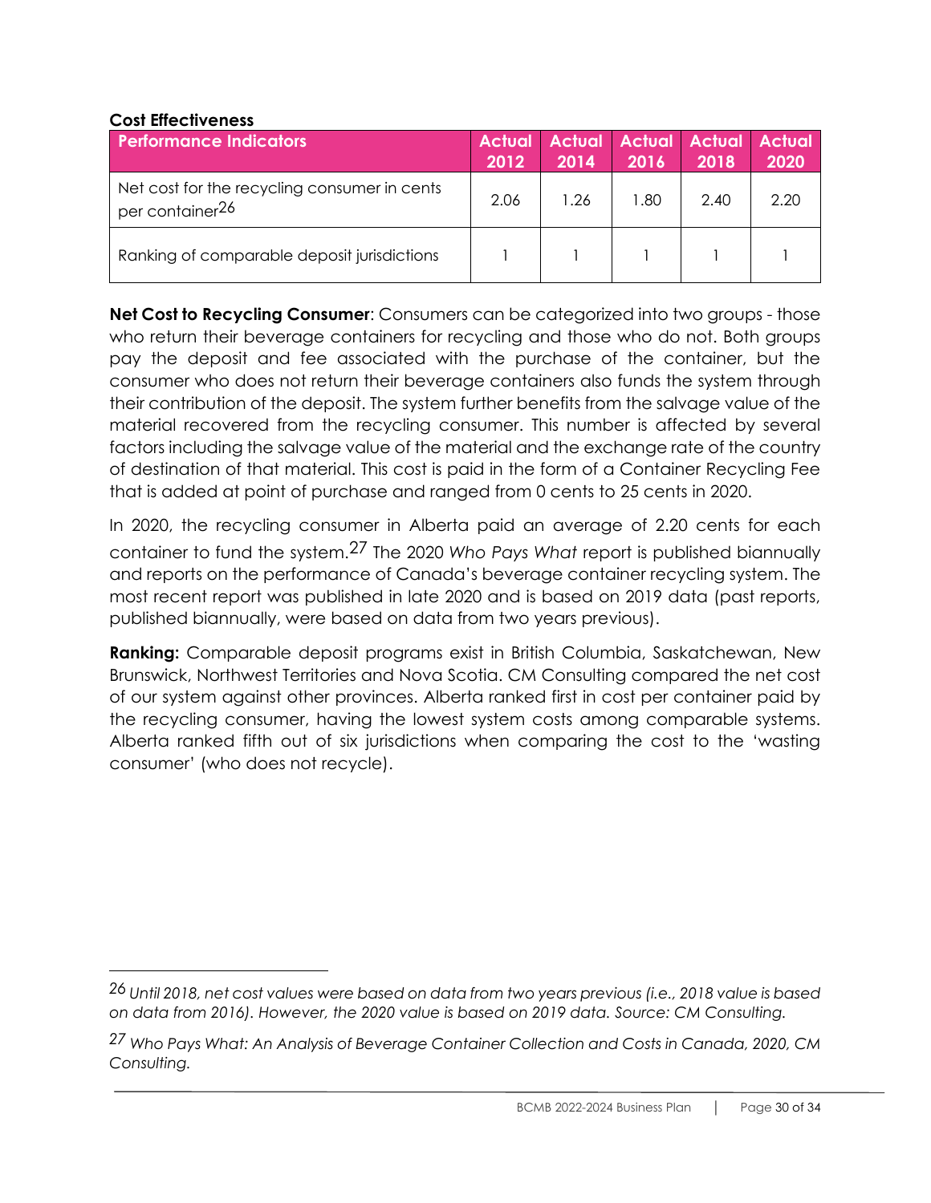**Cost Effectiveness**

| Performance Indicators | Actual 2012 | Actual 2014 | Actual 2016 | Actual 2018 | Actual 2020 |
| --- | --- | --- | --- | --- | --- |
| Net cost for the recycling consumer in cents per container[26] | 2.06 | 1.26 | 1.80 | 2.40 | 2.20 |
| Ranking of comparable deposit jurisdictions | 1 | 1 | 1 | 1 | 1 |

**Net Cost to Recycling Consumer**: Consumers can be categorized into two groups - those who return their beverage containers for recycling and those who do not. Both groups pay the deposit and fee associated with the purchase of the container, but the consumer who does not return their beverage containers also funds the system through their contribution of the deposit. The system further benefits from the salvage value of the material recovered from the recycling consumer. This number is affected by several factors including the salvage value of the material and the exchange rate of the country of destination of that material. This cost is paid in the form of a Container Recycling Fee that is added at point of purchase and ranged from 0 cents to 25 cents in 2020.

In 2020, the recycling consumer in Alberta paid an average of 2.20 cents for each container to fund the system.[27] The 2020 *Who Pays What* report is published biannually and reports on the performance of Canada's beverage container recycling system. The most recent report was published in late 2020 and is based on 2019 data (past reports, published biannually, were based on data from two years previous).

**Ranking:** Comparable deposit programs exist in British Columbia, Saskatchewan, New Brunswick, Northwest Territories and Nova Scotia. CM Consulting compared the net cost of our system against other provinces. Alberta ranked first in cost per container paid by the recycling consumer, having the lowest system costs among comparable systems. Alberta ranked fifth out of six jurisdictions when comparing the cost to the 'wasting consumer' (who does not recycle).

---

[26] *Until 2018, net cost values were based on data from two years previous (i.e., 2018 value is based on data from 2016). However, the 2020 value is based on 2019 data. Source: CM Consulting.*

[27] *Who Pays What: An Analysis of Beverage Container Collection and Costs in Canada, 2020, CM Consulting.*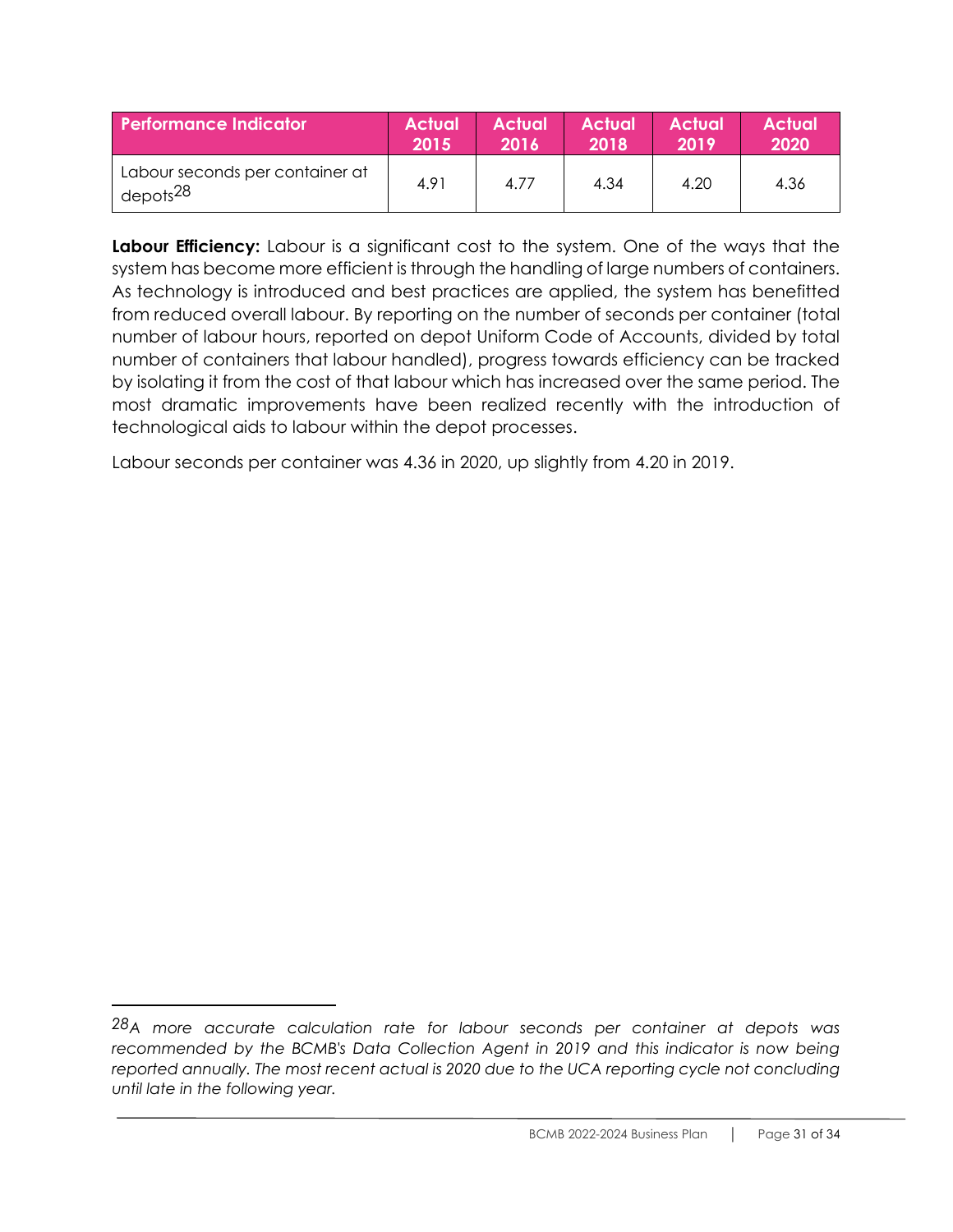| Performance Indicator | Actual 2015 | Actual 2016 | Actual 2018 | Actual 2019 | Actual 2020 |
|---|---|---|---|---|---|
| Labour seconds per container at depots[28] | 4.91 | 4.77 | 4.34 | 4.20 | 4.36 |

**Labour Efficiency:** Labour is a significant cost to the system. One of the ways that the system has become more efficient is through the handling of large numbers of containers. As technology is introduced and best practices are applied, the system has benefitted from reduced overall labour. By reporting on the number of seconds per container (total number of labour hours, reported on depot Uniform Code of Accounts, divided by total number of containers that labour handled), progress towards efficiency can be tracked by isolating it from the cost of that labour which has increased over the same period. The most dramatic improvements have been realized recently with the introduction of technological aids to labour within the depot processes.

Labour seconds per container was 4.36 in 2020, up slightly from 4.20 in 2019.

---

[28] *A more accurate calculation rate for labour seconds per container at depots was recommended by the BCMB's Data Collection Agent in 2019 and this indicator is now being reported annually. The most recent actual is 2020 due to the UCA reporting cycle not concluding until late in the following year.*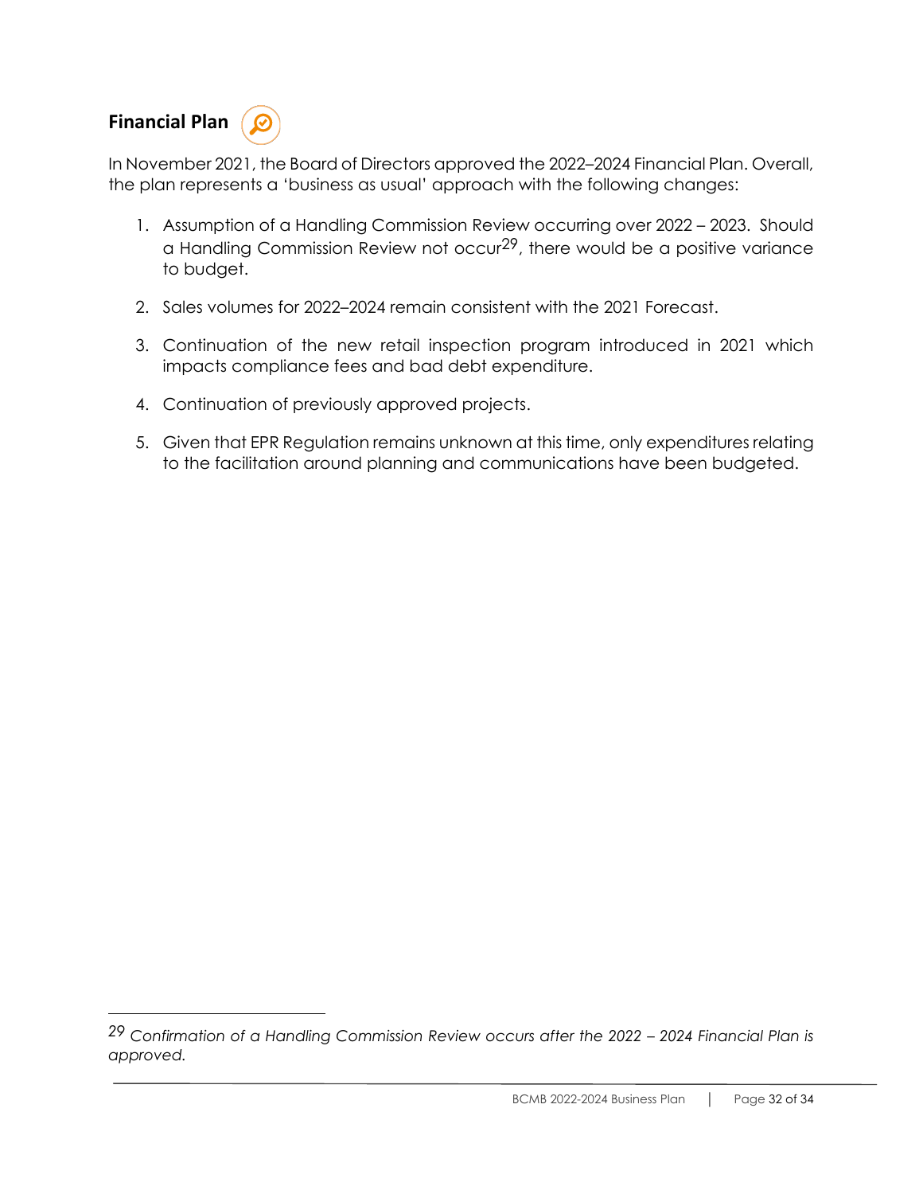## Financial Plan

In November 2021, the Board of Directors approved the 2022–2024 Financial Plan. Overall, the plan represents a 'business as usual' approach with the following changes:

1. Assumption of a Handling Commission Review occurring over 2022 – 2023. Should a Handling Commission Review not occur[29], there would be a positive variance to budget.
2. Sales volumes for 2022–2024 remain consistent with the 2021 Forecast.
3. Continuation of the new retail inspection program introduced in 2021 which impacts compliance fees and bad debt expenditure.
4. Continuation of previously approved projects.
5. Given that EPR Regulation remains unknown at this time, only expenditures relating to the facilitation around planning and communications have been budgeted.

---

[29] *Confirmation of a Handling Commission Review occurs after the 2022 – 2024 Financial Plan is approved.*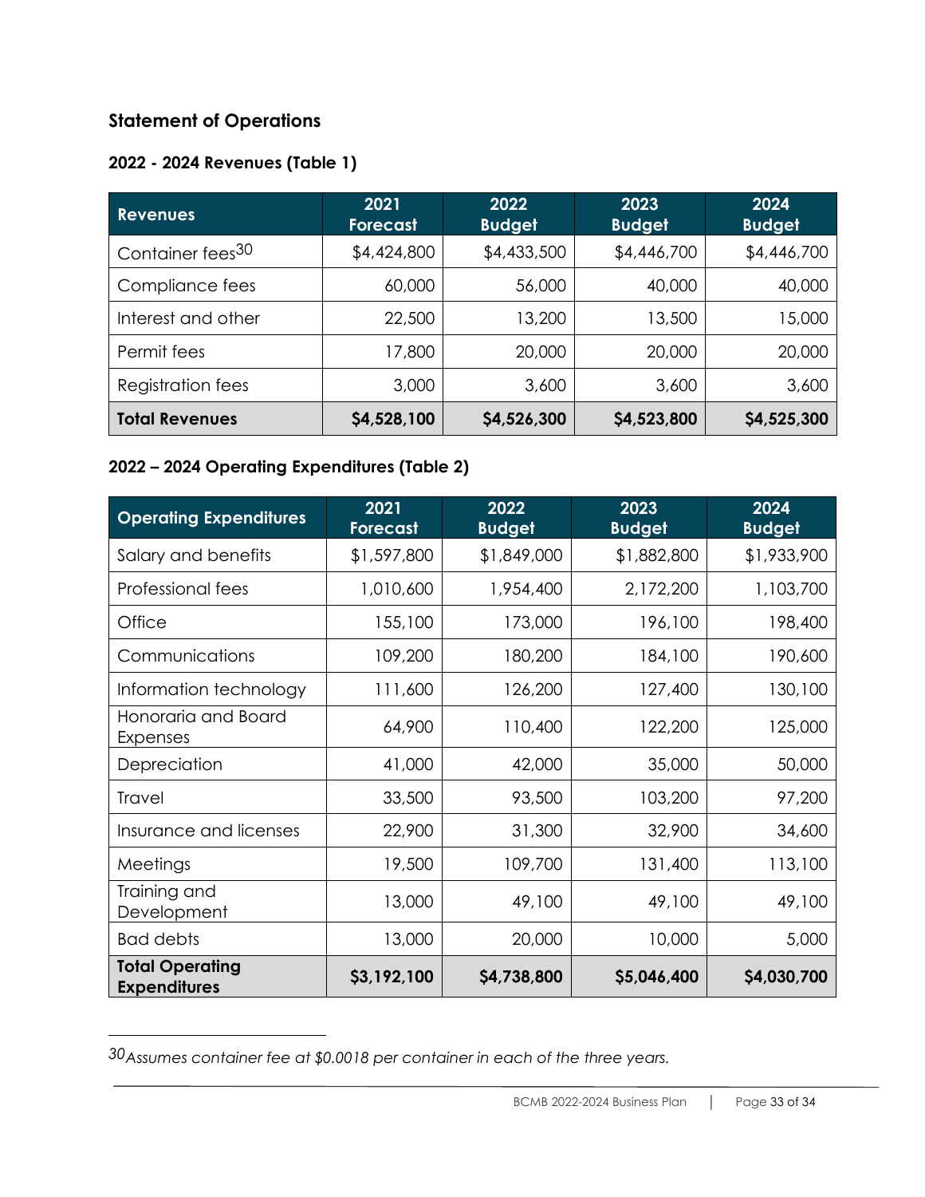## Statement of Operations

### 2022 - 2024 Revenues (Table 1)

| Revenues | 2021 Forecast | 2022 Budget | 2023 Budget | 2024 Budget |
|---|---|---|---|---|
| Container fees[30] | $4,424,800 | $4,433,500 | $4,446,700 | $4,446,700 |
| Compliance fees | 60,000 | 56,000 | 40,000 | 40,000 |
| Interest and other | 22,500 | 13,200 | 13,500 | 15,000 |
| Permit fees | 17,800 | 20,000 | 20,000 | 20,000 |
| Registration fees | 3,000 | 3,600 | 3,600 | 3,600 |
| **Total Revenues** | **$4,528,100** | **$4,526,300** | **$4,523,800** | **$4,525,300** |

### 2022 – 2024 Operating Expenditures (Table 2)

| Operating Expenditures | 2021 Forecast | 2022 Budget | 2023 Budget | 2024 Budget |
|---|---|---|---|---|
| Salary and benefits | $1,597,800 | $1,849,000 | $1,882,800 | $1,933,900 |
| Professional fees | 1,010,600 | 1,954,400 | 2,172,200 | 1,103,700 |
| Office | 155,100 | 173,000 | 196,100 | 198,400 |
| Communications | 109,200 | 180,200 | 184,100 | 190,600 |
| Information technology | 111,600 | 126,200 | 127,400 | 130,100 |
| Honoraria and Board Expenses | 64,900 | 110,400 | 122,200 | 125,000 |
| Depreciation | 41,000 | 42,000 | 35,000 | 50,000 |
| Travel | 33,500 | 93,500 | 103,200 | 97,200 |
| Insurance and licenses | 22,900 | 31,300 | 32,900 | 34,600 |
| Meetings | 19,500 | 109,700 | 131,400 | 113,100 |
| Training and Development | 13,000 | 49,100 | 49,100 | 49,100 |
| Bad debts | 13,000 | 20,000 | 10,000 | 5,000 |
| **Total Operating Expenditures** | **$3,192,100** | **$4,738,800** | **$5,046,400** | **$4,030,700** |

---

[30] *Assumes container fee at $0.0018 per container in each of the three years.*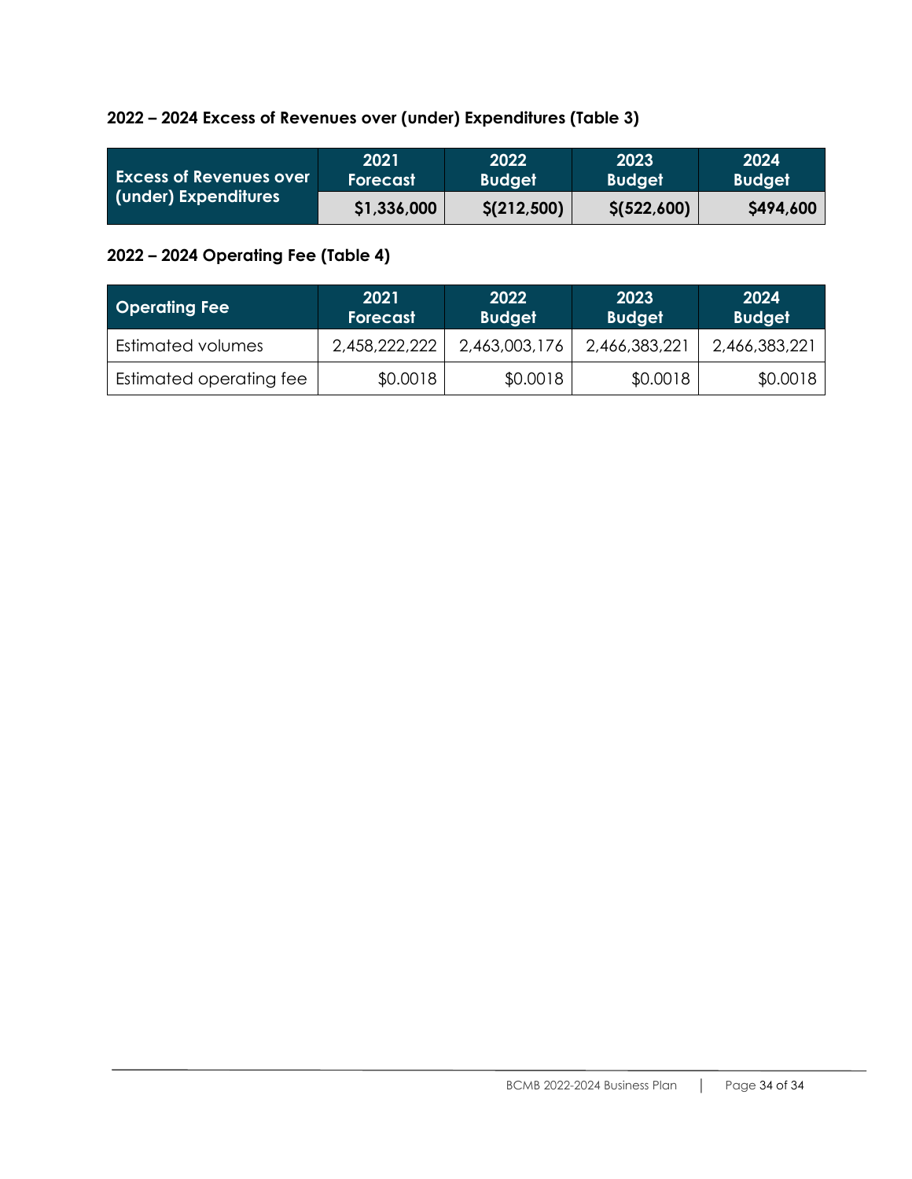### 2022 – 2024 Excess of Revenues over (under) Expenditures (Table 3)

| Excess of Revenues over (under) Expenditures | 2021 Forecast | 2022 Budget | 2023 Budget | 2024 Budget |
|---|---|---|---|---|
| | **$1,336,000** | **$(212,500)** | **$(522,600)** | **$494,600** |

### 2022 – 2024 Operating Fee (Table 4)

| Operating Fee | 2021 Forecast | 2022 Budget | 2023 Budget | 2024 Budget |
|---|---|---|---|---|
| Estimated volumes | 2,458,222,222 | 2,463,003,176 | 2,466,383,221 | 2,466,383,221 |
| Estimated operating fee | $0.0018 | $0.0018 | $0.0018 | $0.0018 |